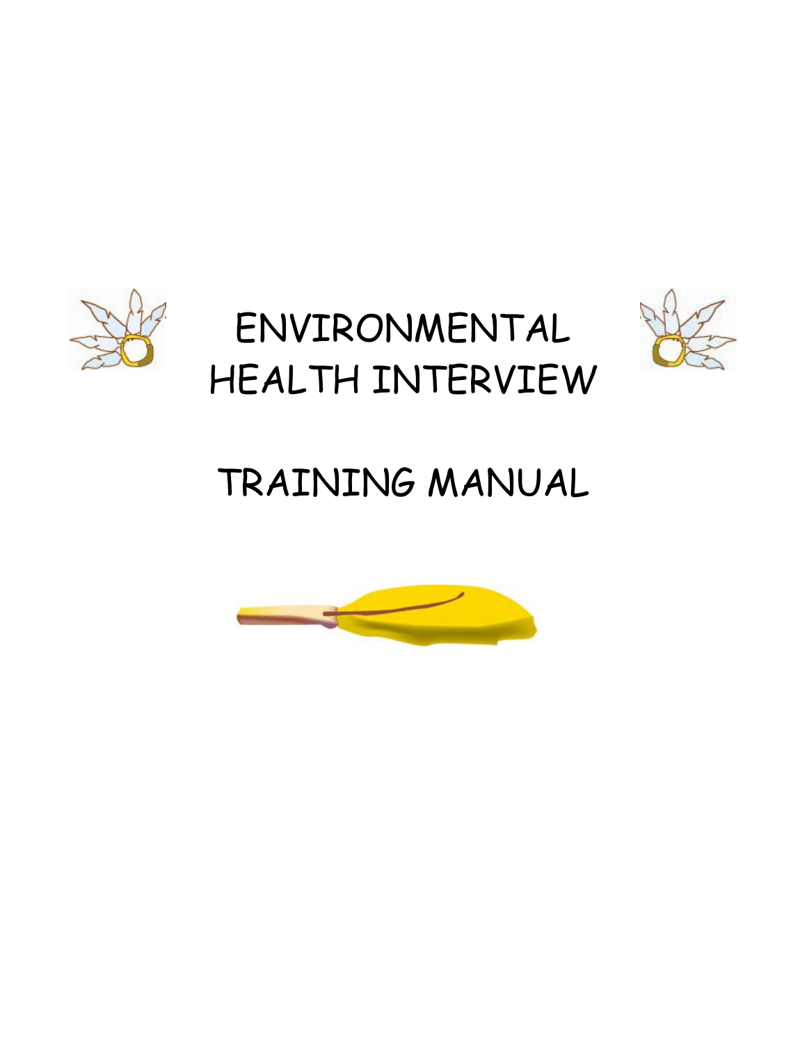# ENVIRONMENTAL HEALTH INTERVIEW

# TRAINING MANUAL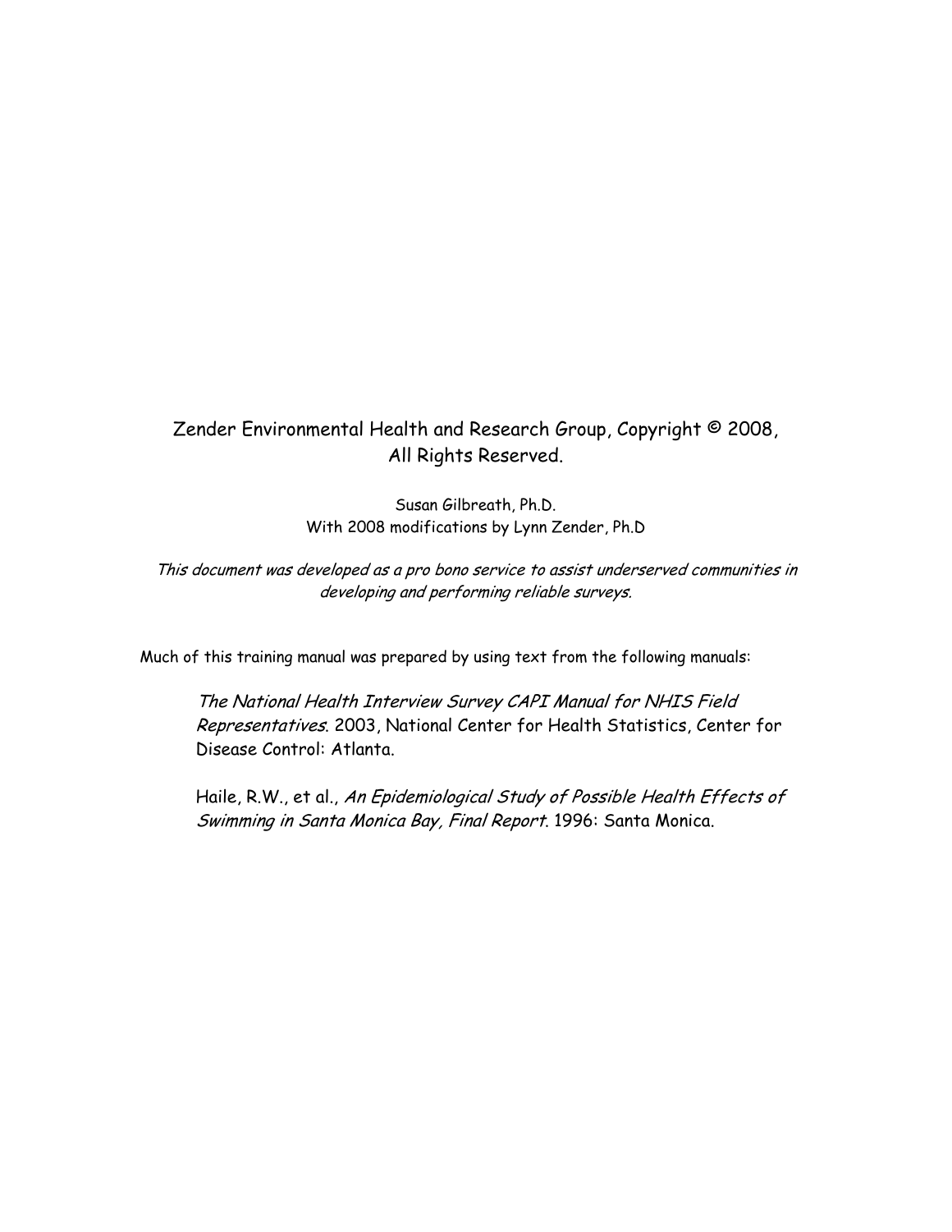Zender Environmental Health and Research Group, Copyright © 2008, All Rights Reserved.

Susan Gilbreath, Ph.D.
With 2008 modifications by Lynn Zender, Ph.D

*This document was developed as a pro bono service to assist underserved communities in developing and performing reliable surveys.*

Much of this training manual was prepared by using text from the following manuals:

> *The National Health Interview Survey CAPI Manual for NHIS Field Representatives*. 2003, National Center for Health Statistics, Center for Disease Control: Atlanta.
>
> Haile, R.W., et al., *An Epidemiological Study of Possible Health Effects of Swimming in Santa Monica Bay, Final Report*. 1996: Santa Monica.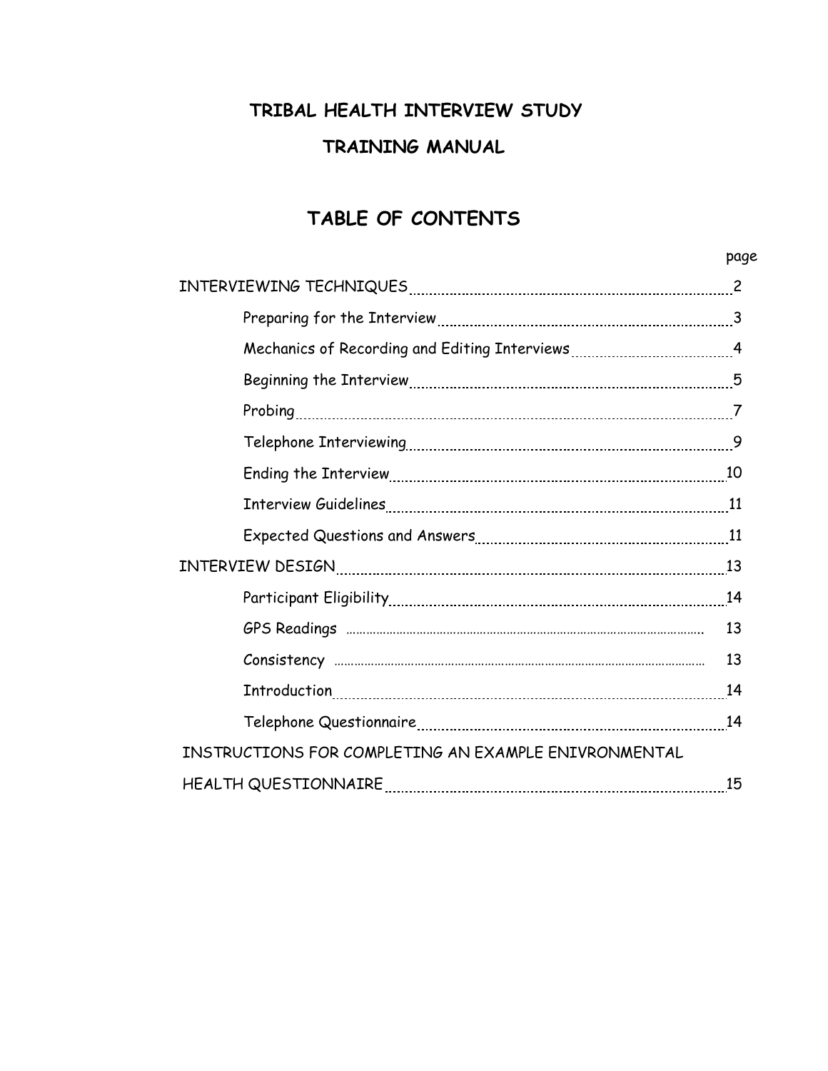# TRIBAL HEALTH INTERVIEW STUDY

# TRAINING MANUAL

## TABLE OF CONTENTS

| | page |
|---|---|
| INTERVIEWING TECHNIQUES | 2 |
| Preparing for the Interview | 3 |
| Mechanics of Recording and Editing Interviews | 4 |
| Beginning the Interview | 5 |
| Probing | 7 |
| Telephone Interviewing | 9 |
| Ending the Interview | 10 |
| Interview Guidelines | 11 |
| Expected Questions and Answers | 11 |
| INTERVIEW DESIGN | 13 |
| Participant Eligibility | 14 |
| GPS Readings | 13 |
| Consistency | 13 |
| Introduction | 14 |
| Telephone Questionnaire | 14 |
| INSTRUCTIONS FOR COMPLETING AN EXAMPLE ENIVRONMENTAL HEALTH QUESTIONNAIRE | 15 |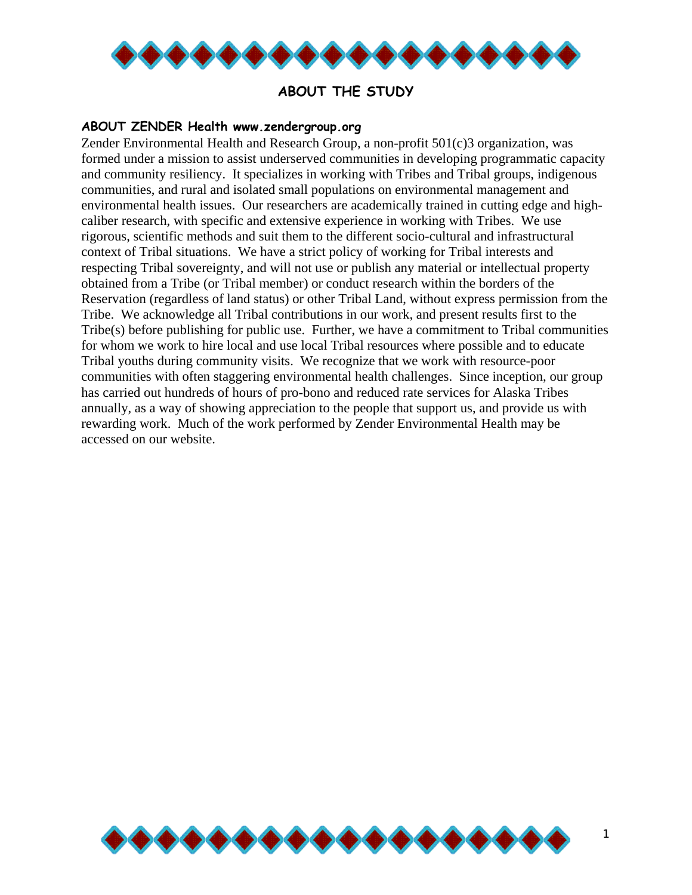## ABOUT THE STUDY

### ABOUT ZENDER Health www.zendergroup.org

Zender Environmental Health and Research Group, a non-profit 501(c)3 organization, was formed under a mission to assist underserved communities in developing programmatic capacity and community resiliency. It specializes in working with Tribes and Tribal groups, indigenous communities, and rural and isolated small populations on environmental management and environmental health issues. Our researchers are academically trained in cutting edge and high-caliber research, with specific and extensive experience in working with Tribes. We use rigorous, scientific methods and suit them to the different socio-cultural and infrastructural context of Tribal situations. We have a strict policy of working for Tribal interests and respecting Tribal sovereignty, and will not use or publish any material or intellectual property obtained from a Tribe (or Tribal member) or conduct research within the borders of the Reservation (regardless of land status) or other Tribal Land, without express permission from the Tribe. We acknowledge all Tribal contributions in our work, and present results first to the Tribe(s) before publishing for public use. Further, we have a commitment to Tribal communities for whom we work to hire local and use local Tribal resources where possible and to educate Tribal youths during community visits. We recognize that we work with resource-poor communities with often staggering environmental health challenges. Since inception, our group has carried out hundreds of hours of pro-bono and reduced rate services for Alaska Tribes annually, as a way of showing appreciation to the people that support us, and provide us with rewarding work. Much of the work performed by Zender Environmental Health may be accessed on our website.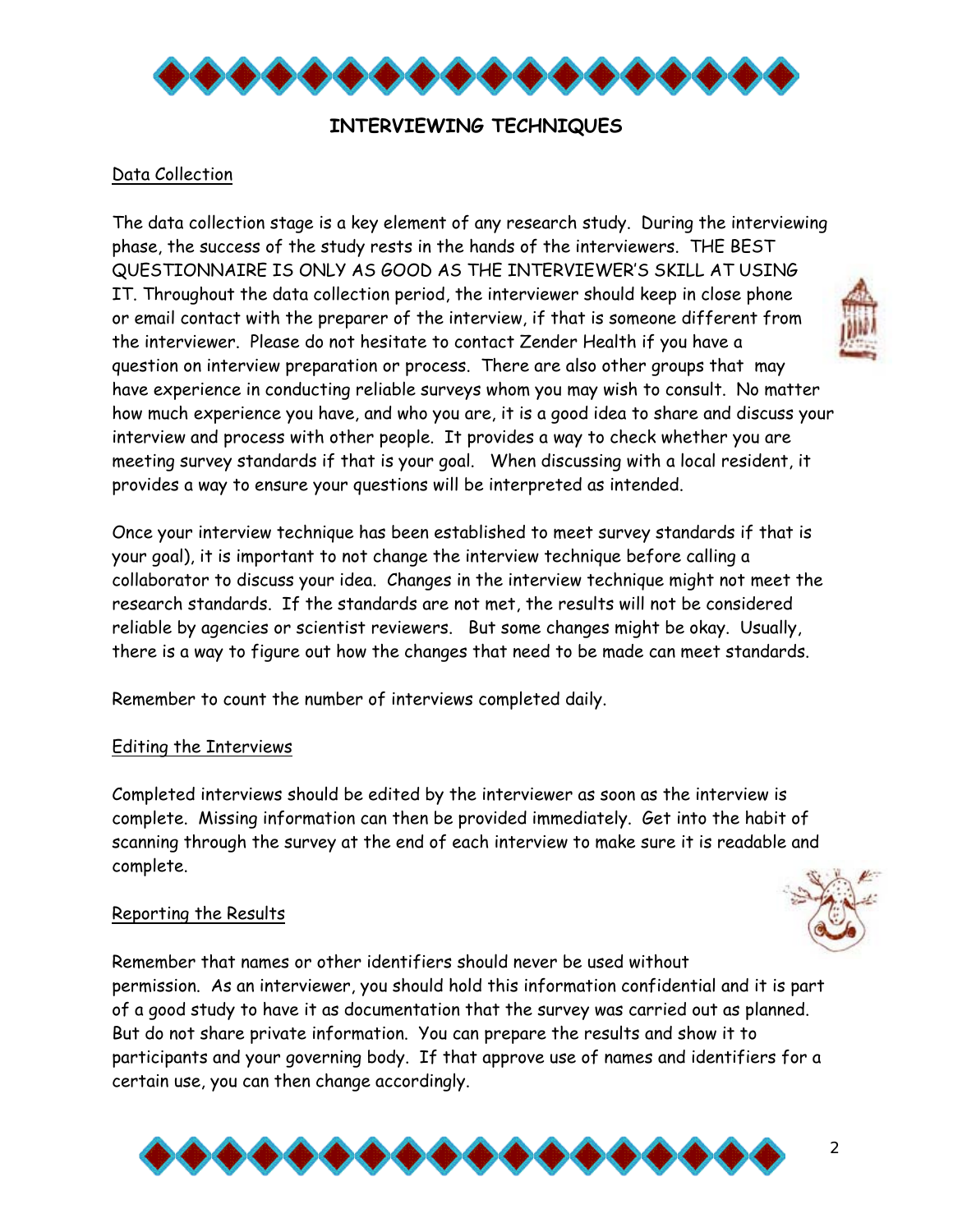## INTERVIEWING TECHNIQUES

### Data Collection

The data collection stage is a key element of any research study. During the interviewing phase, the success of the study rests in the hands of the interviewers. THE BEST QUESTIONNAIRE IS ONLY AS GOOD AS THE INTERVIEWER'S SKILL AT USING IT. Throughout the data collection period, the interviewer should keep in close phone or email contact with the preparer of the interview, if that is someone different from the interviewer. Please do not hesitate to contact Zender Health if you have a question on interview preparation or process. There are also other groups that may have experience in conducting reliable surveys whom you may wish to consult. No matter how much experience you have, and who you are, it is a good idea to share and discuss your interview and process with other people. It provides a way to check whether you are meeting survey standards if that is your goal. When discussing with a local resident, it provides a way to ensure your questions will be interpreted as intended.

Once your interview technique has been established to meet survey standards if that is your goal), it is important to not change the interview technique before calling a collaborator to discuss your idea. Changes in the interview technique might not meet the research standards. If the standards are not met, the results will not be considered reliable by agencies or scientist reviewers. But some changes might be okay. Usually, there is a way to figure out how the changes that need to be made can meet standards.

Remember to count the number of interviews completed daily.

### Editing the Interviews

Completed interviews should be edited by the interviewer as soon as the interview is complete. Missing information can then be provided immediately. Get into the habit of scanning through the survey at the end of each interview to make sure it is readable and complete.

### Reporting the Results

Remember that names or other identifiers should never be used without permission. As an interviewer, you should hold this information confidential and it is part of a good study to have it as documentation that the survey was carried out as planned. But do not share private information. You can prepare the results and show it to participants and your governing body. If that approve use of names and identifiers for a certain use, you can then change accordingly.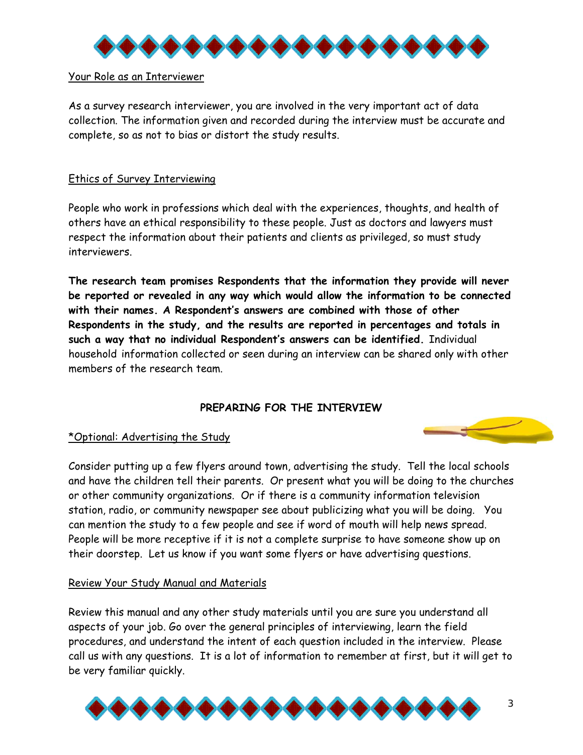## Your Role as an Interviewer

As a survey research interviewer, you are involved in the very important act of data collection. The information given and recorded during the interview must be accurate and complete, so as not to bias or distort the study results.

## Ethics of Survey Interviewing

People who work in professions which deal with the experiences, thoughts, and health of others have an ethical responsibility to these people. Just as doctors and lawyers must respect the information about their patients and clients as privileged, so must study interviewers.

**The research team promises Respondents that the information they provide will never be reported or revealed in any way which would allow the information to be connected with their names. A Respondent's answers are combined with those of other Respondents in the study, and the results are reported in percentages and totals in such a way that no individual Respondent's answers can be identified.** Individual household information collected or seen during an interview can be shared only with other members of the research team.

# PREPARING FOR THE INTERVIEW

## *Optional: Advertising the Study

Consider putting up a few flyers around town, advertising the study. Tell the local schools and have the children tell their parents. Or present what you will be doing to the churches or other community organizations. Or if there is a community information television station, radio, or community newspaper see about publicizing what you will be doing. You can mention the study to a few people and see if word of mouth will help news spread. People will be more receptive if it is not a complete surprise to have someone show up on their doorstep. Let us know if you want some flyers or have advertising questions.

## Review Your Study Manual and Materials

Review this manual and any other study materials until you are sure you understand all aspects of your job. Go over the general principles of interviewing, learn the field procedures, and understand the intent of each question included in the interview. Please call us with any questions. It is a lot of information to remember at first, but it will get to be very familiar quickly.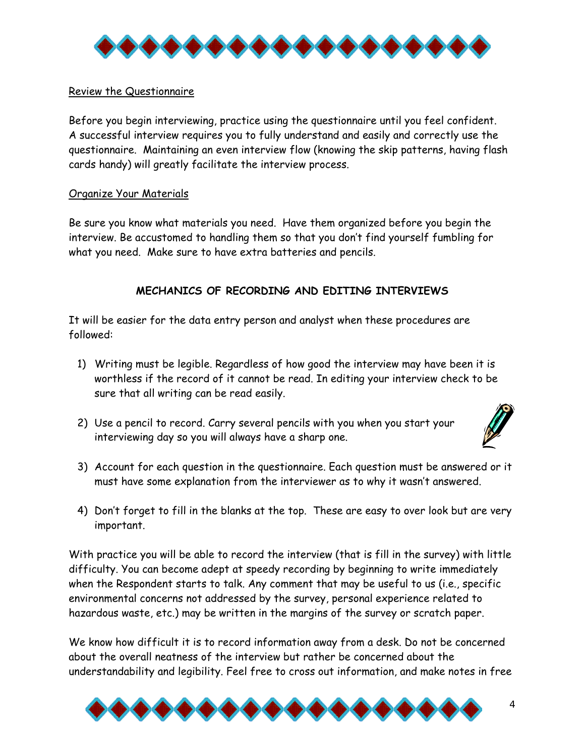Review the Questionnaire

Before you begin interviewing, practice using the questionnaire until you feel confident. A successful interview requires you to fully understand and easily and correctly use the questionnaire. Maintaining an even interview flow (knowing the skip patterns, having flash cards handy) will greatly facilitate the interview process.

Organize Your Materials

Be sure you know what materials you need. Have them organized before you begin the interview. Be accustomed to handling them so that you don't find yourself fumbling for what you need. Make sure to have extra batteries and pencils.

## MECHANICS OF RECORDING AND EDITING INTERVIEWS

It will be easier for the data entry person and analyst when these procedures are followed:

1) Writing must be legible. Regardless of how good the interview may have been it is worthless if the record of it cannot be read. In editing your interview check to be sure that all writing can be read easily.
2) Use a pencil to record. Carry several pencils with you when you start your interviewing day so you will always have a sharp one.
3) Account for each question in the questionnaire. Each question must be answered or it must have some explanation from the interviewer as to why it wasn't answered.
4) Don't forget to fill in the blanks at the top. These are easy to over look but are very important.

With practice you will be able to record the interview (that is fill in the survey) with little difficulty. You can become adept at speedy recording by beginning to write immediately when the Respondent starts to talk. Any comment that may be useful to us (i.e., specific environmental concerns not addressed by the survey, personal experience related to hazardous waste, etc.) may be written in the margins of the survey or scratch paper.

We know how difficult it is to record information away from a desk. Do not be concerned about the overall neatness of the interview but rather be concerned about the understandability and legibility. Feel free to cross out information, and make notes in free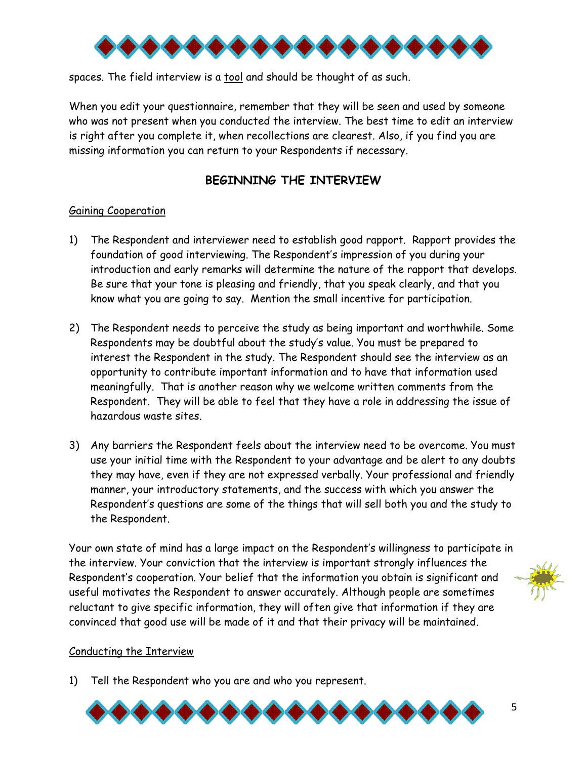spaces. The field interview is a <u>tool</u> and should be thought of as such.

When you edit your questionnaire, remember that they will be seen and used by someone who was not present when you conducted the interview. The best time to edit an interview is right after you complete it, when recollections are clearest. Also, if you find you are missing information you can return to your Respondents if necessary.

## BEGINNING THE INTERVIEW

<u>Gaining Cooperation</u>

1) The Respondent and interviewer need to establish good rapport. Rapport provides the foundation of good interviewing. The Respondent's impression of you during your introduction and early remarks will determine the nature of the rapport that develops. Be sure that your tone is pleasing and friendly, that you speak clearly, and that you know what you are going to say. Mention the small incentive for participation.

2) The Respondent needs to perceive the study as being important and worthwhile. Some Respondents may be doubtful about the study's value. You must be prepared to interest the Respondent in the study. The Respondent should see the interview as an opportunity to contribute important information and to have that information used meaningfully. That is another reason why we welcome written comments from the Respondent. They will be able to feel that they have a role in addressing the issue of hazardous waste sites.

3) Any barriers the Respondent feels about the interview need to be overcome. You must use your initial time with the Respondent to your advantage and be alert to any doubts they may have, even if they are not expressed verbally. Your professional and friendly manner, your introductory statements, and the success with which you answer the Respondent's questions are some of the things that will sell both you and the study to the Respondent.

Your own state of mind has a large impact on the Respondent's willingness to participate in the interview. Your conviction that the interview is important strongly influences the Respondent's cooperation. Your belief that the information you obtain is significant and useful motivates the Respondent to answer accurately. Although people are sometimes reluctant to give specific information, they will often give that information if they are convinced that good use will be made of it and that their privacy will be maintained.

<u>Conducting the Interview</u>

1) Tell the Respondent who you are and who you represent.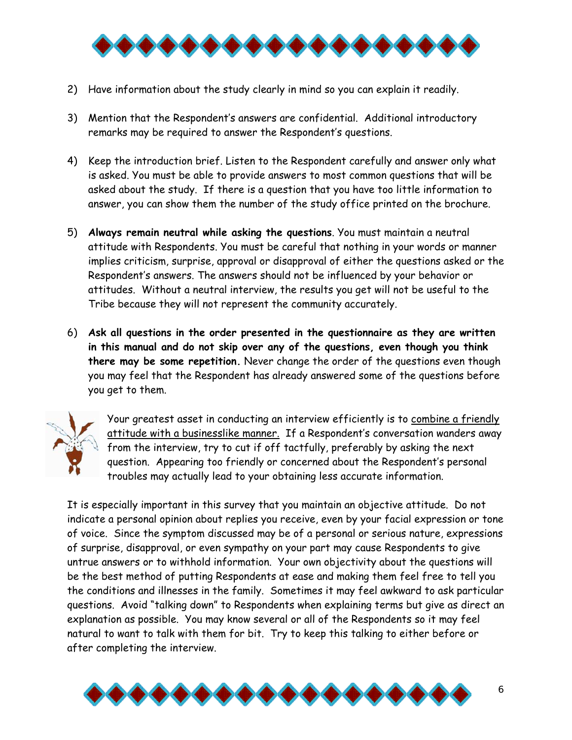2) Have information about the study clearly in mind so you can explain it readily.

3) Mention that the Respondent's answers are confidential. Additional introductory remarks may be required to answer the Respondent's questions.

4) Keep the introduction brief. Listen to the Respondent carefully and answer only what is asked. You must be able to provide answers to most common questions that will be asked about the study. If there is a question that you have too little information to answer, you can show them the number of the study office printed on the brochure.

5) **Always remain neutral while asking the questions**. You must maintain a neutral attitude with Respondents. You must be careful that nothing in your words or manner implies criticism, surprise, approval or disapproval of either the questions asked or the Respondent's answers. The answers should not be influenced by your behavior or attitudes. Without a neutral interview, the results you get will not be useful to the Tribe because they will not represent the community accurately.

6) **Ask all questions in the order presented in the questionnaire as they are written in this manual and do not skip over any of the questions, even though you think there may be some repetition.** Never change the order of the questions even though you may feel that the Respondent has already answered some of the questions before you get to them.

Your greatest asset in conducting an interview efficiently is to combine a friendly attitude with a businesslike manner. If a Respondent's conversation wanders away from the interview, try to cut if off tactfully, preferably by asking the next question. Appearing too friendly or concerned about the Respondent's personal troubles may actually lead to your obtaining less accurate information.

It is especially important in this survey that you maintain an objective attitude. Do not indicate a personal opinion about replies you receive, even by your facial expression or tone of voice. Since the symptom discussed may be of a personal or serious nature, expressions of surprise, disapproval, or even sympathy on your part may cause Respondents to give untrue answers or to withhold information. Your own objectivity about the questions will be the best method of putting Respondents at ease and making them feel free to tell you the conditions and illnesses in the family. Sometimes it may feel awkward to ask particular questions. Avoid "talking down" to Respondents when explaining terms but give as direct an explanation as possible. You may know several or all of the Respondents so it may feel natural to want to talk with them for bit. Try to keep this talking to either before or after completing the interview.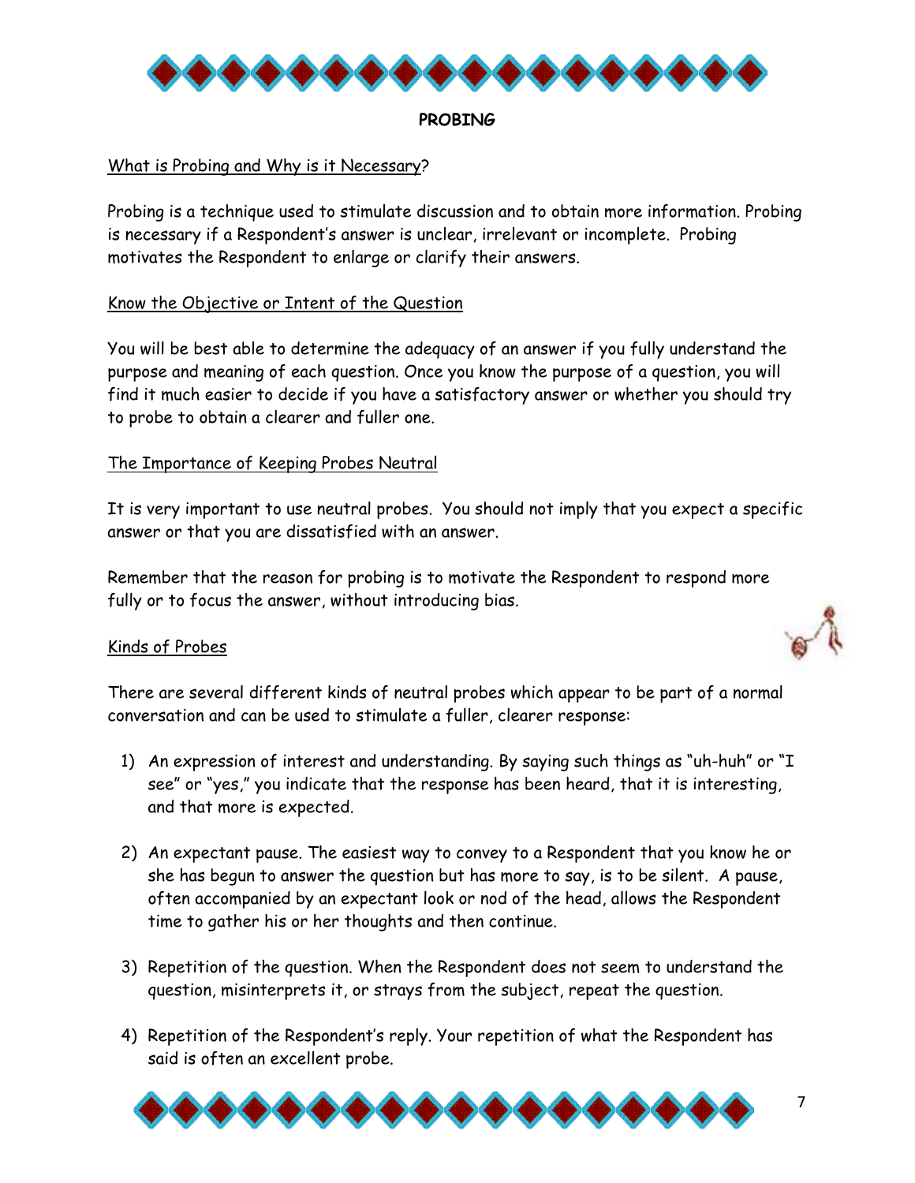## PROBING

What is Probing and Why is it Necessary?

Probing is a technique used to stimulate discussion and to obtain more information. Probing is necessary if a Respondent's answer is unclear, irrelevant or incomplete. Probing motivates the Respondent to enlarge or clarify their answers.

Know the Objective or Intent of the Question

You will be best able to determine the adequacy of an answer if you fully understand the purpose and meaning of each question. Once you know the purpose of a question, you will find it much easier to decide if you have a satisfactory answer or whether you should try to probe to obtain a clearer and fuller one.

The Importance of Keeping Probes Neutral

It is very important to use neutral probes. You should not imply that you expect a specific answer or that you are dissatisfied with an answer.

Remember that the reason for probing is to motivate the Respondent to respond more fully or to focus the answer, without introducing bias.

Kinds of Probes

There are several different kinds of neutral probes which appear to be part of a normal conversation and can be used to stimulate a fuller, clearer response:

1) An expression of interest and understanding. By saying such things as "uh-huh" or "I see" or "yes," you indicate that the response has been heard, that it is interesting, and that more is expected.

2) An expectant pause. The easiest way to convey to a Respondent that you know he or she has begun to answer the question but has more to say, is to be silent. A pause, often accompanied by an expectant look or nod of the head, allows the Respondent time to gather his or her thoughts and then continue.

3) Repetition of the question. When the Respondent does not seem to understand the question, misinterprets it, or strays from the subject, repeat the question.

4) Repetition of the Respondent's reply. Your repetition of what the Respondent has said is often an excellent probe.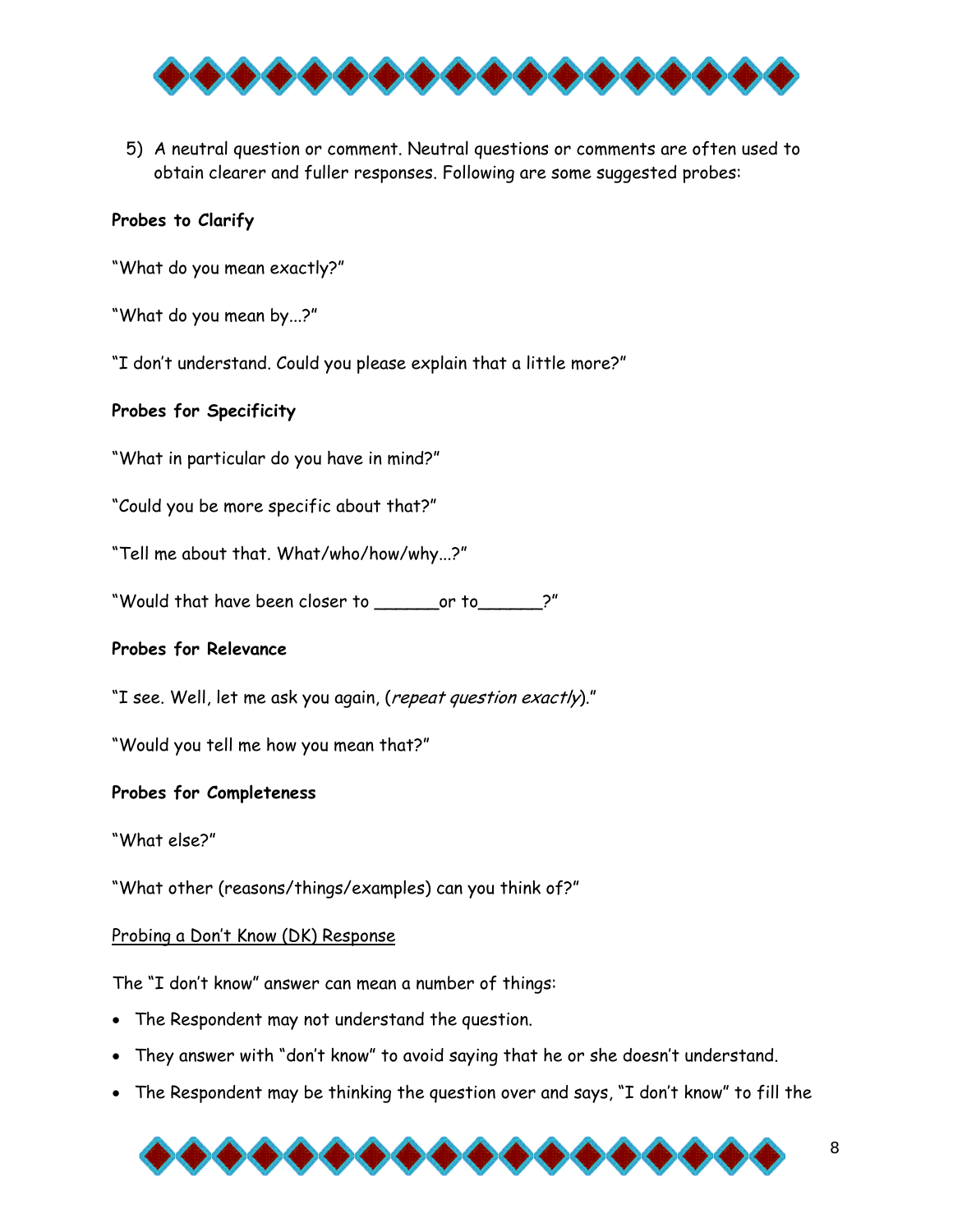5) A neutral question or comment. Neutral questions or comments are often used to obtain clearer and fuller responses. Following are some suggested probes:

**Probes to Clarify**

"What do you mean exactly?"

"What do you mean by...?"

"I don't understand. Could you please explain that a little more?"

**Probes for Specificity**

"What in particular do you have in mind?"

"Could you be more specific about that?"

"Tell me about that. What/who/how/why...?"

"Would that have been closer to ______or to______?"

**Probes for Relevance**

"I see. Well, let me ask you again, (*repeat question exactly*)."

"Would you tell me how you mean that?"

**Probes for Completeness**

"What else?"

"What other (reasons/things/examples) can you think of?"

<u>Probing a Don't Know (DK) Response</u>

The "I don't know" answer can mean a number of things:

- The Respondent may not understand the question.
- They answer with "don't know" to avoid saying that he or she doesn't understand.
- The Respondent may be thinking the question over and says, "I don't know" to fill the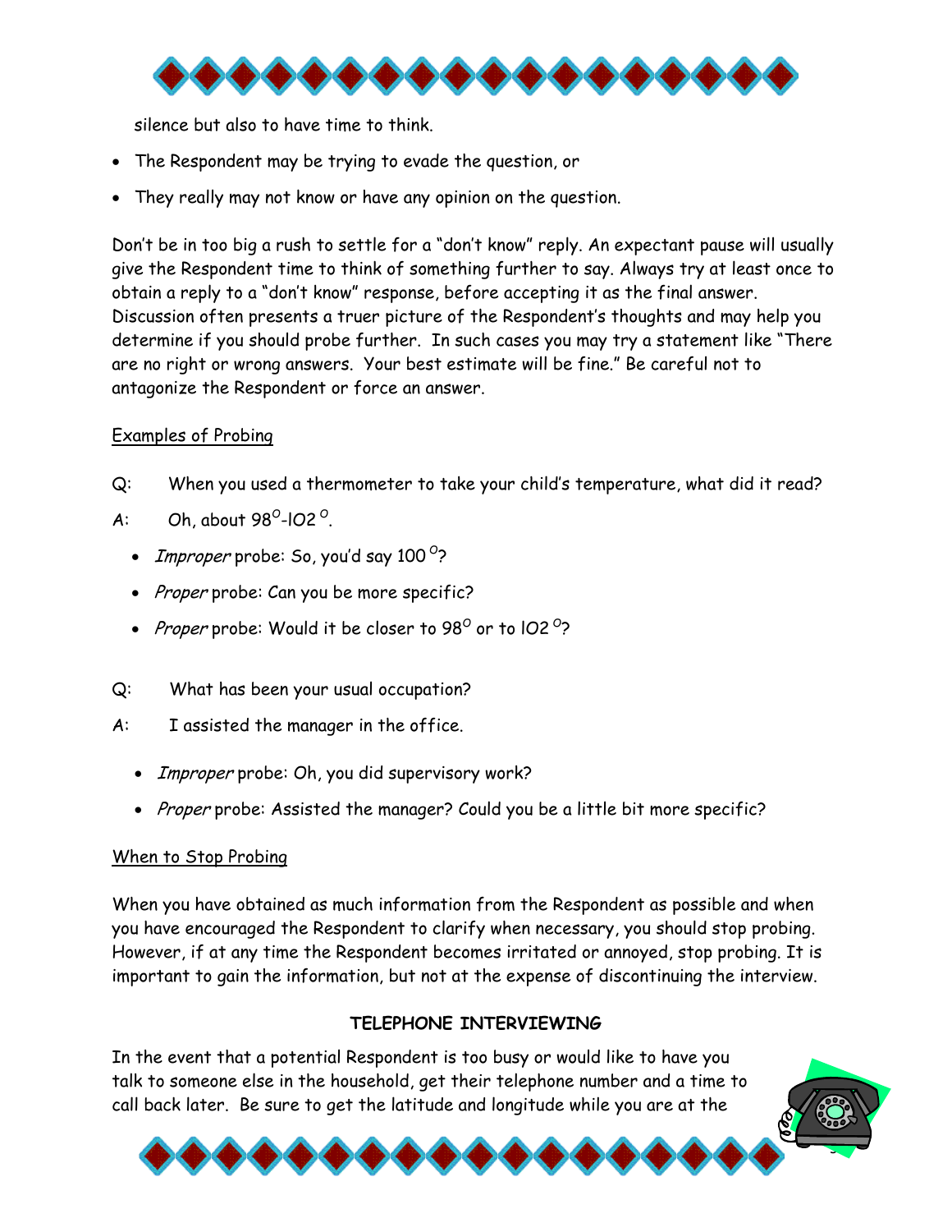silence but also to have time to think.

- The Respondent may be trying to evade the question, or
- They really may not know or have any opinion on the question.

Don't be in too big a rush to settle for a "don't know" reply. An expectant pause will usually give the Respondent time to think of something further to say. Always try at least once to obtain a reply to a "don't know" response, before accepting it as the final answer. Discussion often presents a truer picture of the Respondent's thoughts and may help you determine if you should probe further. In such cases you may try a statement like "There are no right or wrong answers. Your best estimate will be fine." Be careful not to antagonize the Respondent or force an answer.

Examples of Probing

Q: When you used a thermometer to take your child's temperature, what did it read?

A: Oh, about 98°-102°.

- *Improper* probe: So, you'd say 100°?
- *Proper* probe: Can you be more specific?
- *Proper* probe: Would it be closer to 98° or to 102°?

Q: What has been your usual occupation?

A: I assisted the manager in the office.

- *Improper* probe: Oh, you did supervisory work?
- *Proper* probe: Assisted the manager? Could you be a little bit more specific?

When to Stop Probing

When you have obtained as much information from the Respondent as possible and when you have encouraged the Respondent to clarify when necessary, you should stop probing. However, if at any time the Respondent becomes irritated or annoyed, stop probing. It is important to gain the information, but not at the expense of discontinuing the interview.

## TELEPHONE INTERVIEWING

In the event that a potential Respondent is too busy or would like to have you talk to someone else in the household, get their telephone number and a time to call back later. Be sure to get the latitude and longitude while you are at the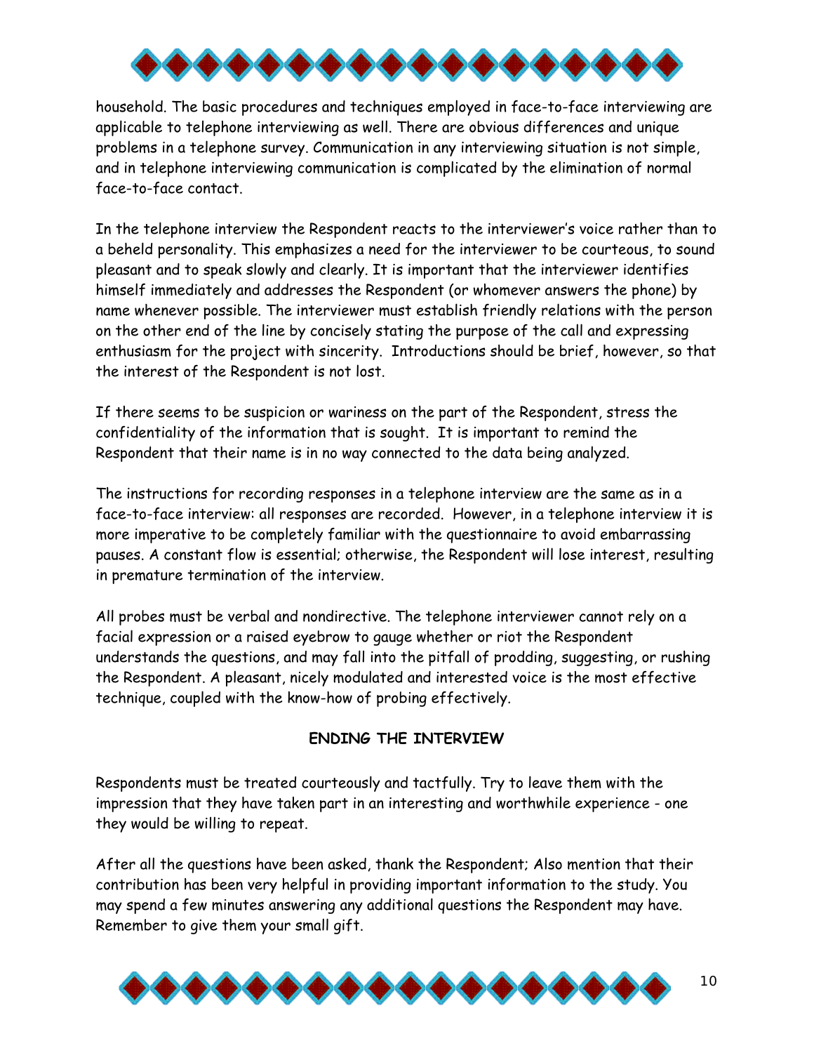household. The basic procedures and techniques employed in face-to-face interviewing are applicable to telephone interviewing as well. There are obvious differences and unique problems in a telephone survey. Communication in any interviewing situation is not simple, and in telephone interviewing communication is complicated by the elimination of normal face-to-face contact.

In the telephone interview the Respondent reacts to the interviewer's voice rather than to a beheld personality. This emphasizes a need for the interviewer to be courteous, to sound pleasant and to speak slowly and clearly. It is important that the interviewer identifies himself immediately and addresses the Respondent (or whomever answers the phone) by name whenever possible. The interviewer must establish friendly relations with the person on the other end of the line by concisely stating the purpose of the call and expressing enthusiasm for the project with sincerity. Introductions should be brief, however, so that the interest of the Respondent is not lost.

If there seems to be suspicion or wariness on the part of the Respondent, stress the confidentiality of the information that is sought. It is important to remind the Respondent that their name is in no way connected to the data being analyzed.

The instructions for recording responses in a telephone interview are the same as in a face-to-face interview: all responses are recorded. However, in a telephone interview it is more imperative to be completely familiar with the questionnaire to avoid embarrassing pauses. A constant flow is essential; otherwise, the Respondent will lose interest, resulting in premature termination of the interview.

All probes must be verbal and nondirective. The telephone interviewer cannot rely on a facial expression or a raised eyebrow to gauge whether or riot the Respondent understands the questions, and may fall into the pitfall of prodding, suggesting, or rushing the Respondent. A pleasant, nicely modulated and interested voice is the most effective technique, coupled with the know-how of probing effectively.

## ENDING THE INTERVIEW

Respondents must be treated courteously and tactfully. Try to leave them with the impression that they have taken part in an interesting and worthwhile experience - one they would be willing to repeat.

After all the questions have been asked, thank the Respondent; Also mention that their contribution has been very helpful in providing important information to the study. You may spend a few minutes answering any additional questions the Respondent may have. Remember to give them your small gift.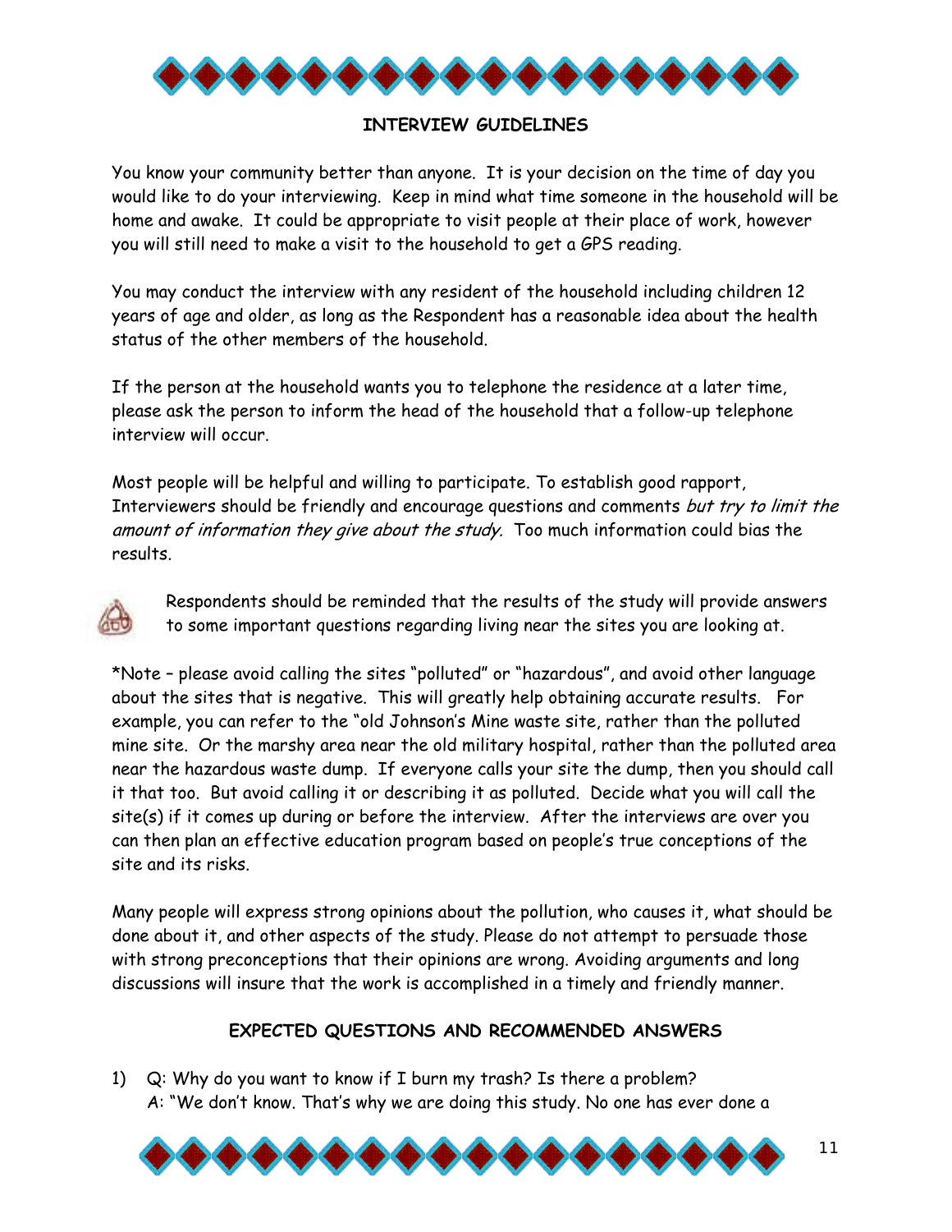## INTERVIEW GUIDELINES

You know your community better than anyone. It is your decision on the time of day you would like to do your interviewing. Keep in mind what time someone in the household will be home and awake. It could be appropriate to visit people at their place of work, however you will still need to make a visit to the household to get a GPS reading.

You may conduct the interview with any resident of the household including children 12 years of age and older, as long as the Respondent has a reasonable idea about the health status of the other members of the household.

If the person at the household wants you to telephone the residence at a later time, please ask the person to inform the head of the household that a follow-up telephone interview will occur.

Most people will be helpful and willing to participate. To establish good rapport, Interviewers should be friendly and encourage questions and comments *but try to limit the amount of information they give about the study.* Too much information could bias the results.

Respondents should be reminded that the results of the study will provide answers to some important questions regarding living near the sites you are looking at.

*Note – please avoid calling the sites "polluted" or "hazardous", and avoid other language about the sites that is negative. This will greatly help obtaining accurate results. For example, you can refer to the "old Johnson's Mine waste site, rather than the polluted mine site. Or the marshy area near the old military hospital, rather than the polluted area near the hazardous waste dump. If everyone calls your site the dump, then you should call it that too. But avoid calling it or describing it as polluted. Decide what you will call the site(s) if it comes up during or before the interview. After the interviews are over you can then plan an effective education program based on people's true conceptions of the site and its risks.

Many people will express strong opinions about the pollution, who causes it, what should be done about it, and other aspects of the study. Please do not attempt to persuade those with strong preconceptions that their opinions are wrong. Avoiding arguments and long discussions will insure that the work is accomplished in a timely and friendly manner.

## EXPECTED QUESTIONS AND RECOMMENDED ANSWERS

1) Q: Why do you want to know if I burn my trash? Is there a problem?
   A: "We don't know. That's why we are doing this study. No one has ever done a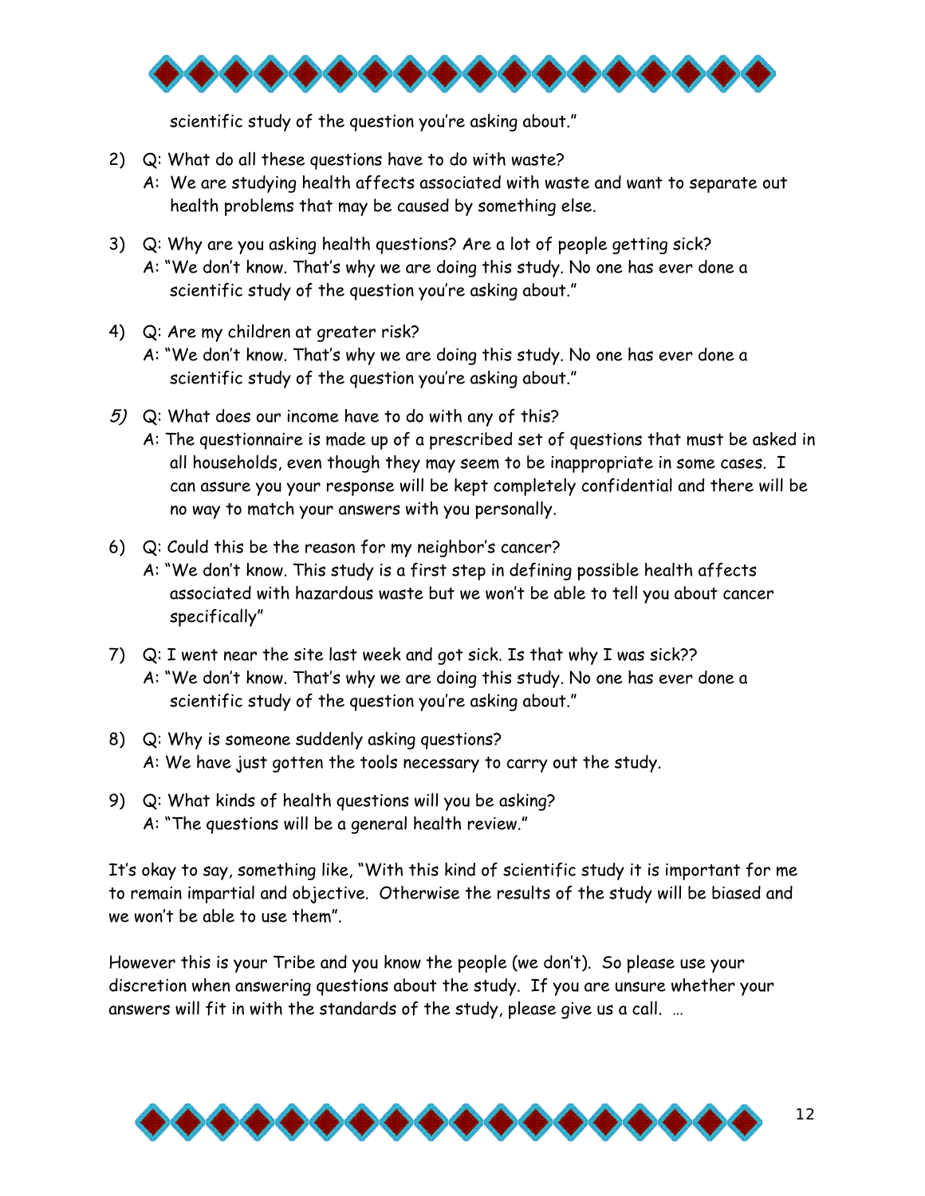scientific study of the question you're asking about."

2) Q: What do all these questions have to do with waste?
   A: We are studying health affects associated with waste and want to separate out health problems that may be caused by something else.

3) Q: Why are you asking health questions? Are a lot of people getting sick?
   A: "We don't know. That's why we are doing this study. No one has ever done a scientific study of the question you're asking about."

4) Q: Are my children at greater risk?
   A: "We don't know. That's why we are doing this study. No one has ever done a scientific study of the question you're asking about."

5) Q: What does our income have to do with any of this?
   A: The questionnaire is made up of a prescribed set of questions that must be asked in all households, even though they may seem to be inappropriate in some cases. I can assure you your response will be kept completely confidential and there will be no way to match your answers with you personally.

6) Q: Could this be the reason for my neighbor's cancer?
   A: "We don't know. This study is a first step in defining possible health affects associated with hazardous waste but we won't be able to tell you about cancer specifically"

7) Q: I went near the site last week and got sick. Is that why I was sick??
   A: "We don't know. That's why we are doing this study. No one has ever done a scientific study of the question you're asking about."

8) Q: Why is someone suddenly asking questions?
   A: We have just gotten the tools necessary to carry out the study.

9) Q: What kinds of health questions will you be asking?
   A: "The questions will be a general health review."

It's okay to say, something like, "With this kind of scientific study it is important for me to remain impartial and objective. Otherwise the results of the study will be biased and we won't be able to use them".

However this is your Tribe and you know the people (we don't). So please use your discretion when answering questions about the study. If you are unsure whether your answers will fit in with the standards of the study, please give us a call. …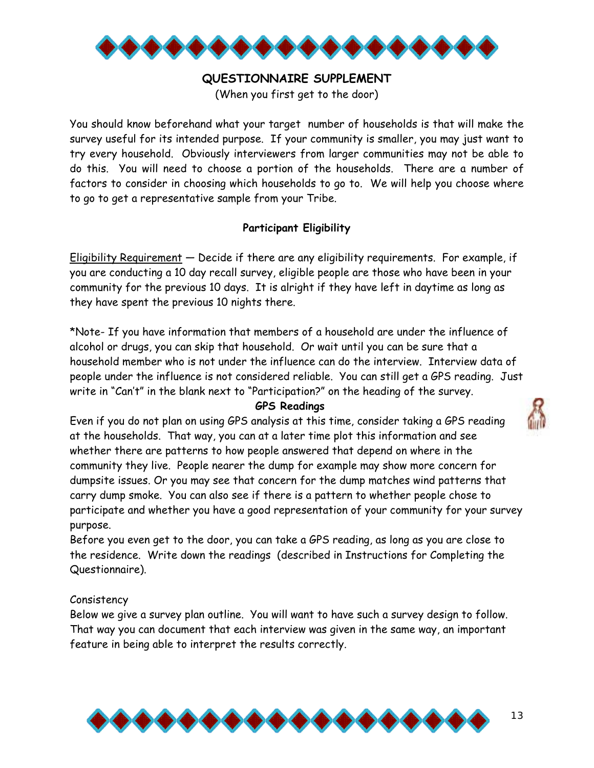## QUESTIONNAIRE SUPPLEMENT

(When you first get to the door)

You should know beforehand what your target number of households is that will make the survey useful for its intended purpose. If your community is smaller, you may just want to try every household. Obviously interviewers from larger communities may not be able to do this. You will need to choose a portion of the households. There are a number of factors to consider in choosing which households to go to. We will help you choose where to go to get a representative sample from your Tribe.

### Participant Eligibility

Eligibility Requirement — Decide if there are any eligibility requirements. For example, if you are conducting a 10 day recall survey, eligible people are those who have been in your community for the previous 10 days. It is alright if they have left in daytime as long as they have spent the previous 10 nights there.

*Note- If you have information that members of a household are under the influence of alcohol or drugs, you can skip that household. Or wait until you can be sure that a household member who is not under the influence can do the interview. Interview data of people under the influence is not considered reliable. You can still get a GPS reading. Just write in "Can't" in the blank next to "Participation?" on the heading of the survey.

### GPS Readings

Even if you do not plan on using GPS analysis at this time, consider taking a GPS reading at the households. That way, you can at a later time plot this information and see whether there are patterns to how people answered that depend on where in the community they live. People nearer the dump for example may show more concern for dumpsite issues. Or you may see that concern for the dump matches wind patterns that carry dump smoke. You can also see if there is a pattern to whether people chose to participate and whether you have a good representation of your community for your survey purpose.

Before you even get to the door, you can take a GPS reading, as long as you are close to the residence. Write down the readings (described in Instructions for Completing the Questionnaire).

Consistency

Below we give a survey plan outline. You will want to have such a survey design to follow. That way you can document that each interview was given in the same way, an important feature in being able to interpret the results correctly.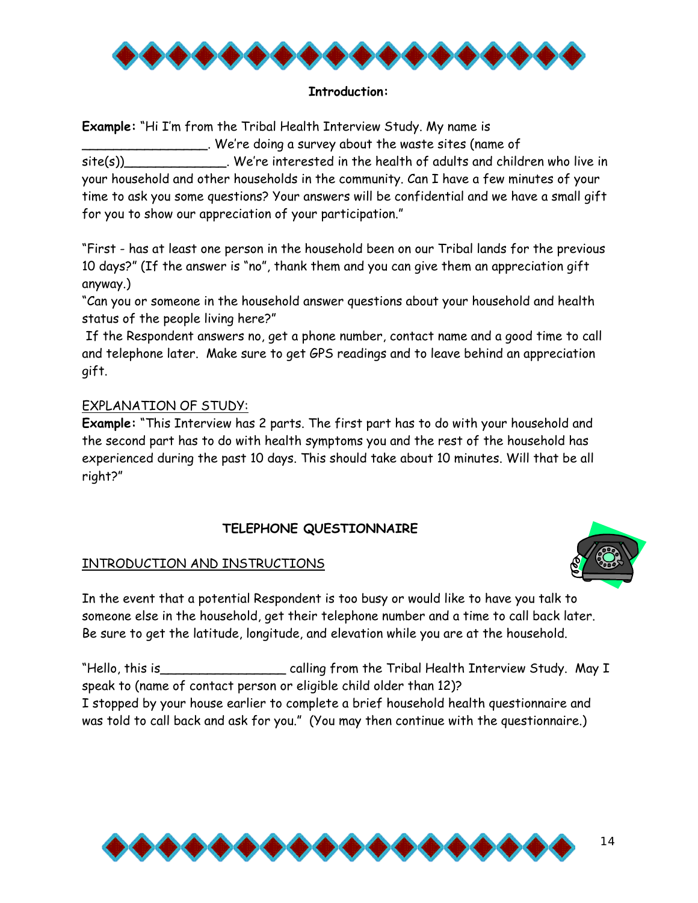### Introduction:

**Example:** "Hi I'm from the Tribal Health Interview Study. My name is _________________. We're doing a survey about the waste sites (name of site(s))______________. We're interested in the health of adults and children who live in your household and other households in the community. Can I have a few minutes of your time to ask you some questions? Your answers will be confidential and we have a small gift for you to show our appreciation of your participation."

"First - has at least one person in the household been on our Tribal lands for the previous 10 days?" (If the answer is "no", thank them and you can give them an appreciation gift anyway.)

"Can you or someone in the household answer questions about your household and health status of the people living here?"

If the Respondent answers no, get a phone number, contact name and a good time to call and telephone later. Make sure to get GPS readings and to leave behind an appreciation gift.

<u>EXPLANATION OF STUDY:</u>

**Example:** "This Interview has 2 parts. The first part has to do with your household and the second part has to do with health symptoms you and the rest of the household has experienced during the past 10 days. This should take about 10 minutes. Will that be all right?"

### TELEPHONE QUESTIONNAIRE

<u>INTRODUCTION AND INSTRUCTIONS</u>

In the event that a potential Respondent is too busy or would like to have you talk to someone else in the household, get their telephone number and a time to call back later. Be sure to get the latitude, longitude, and elevation while you are at the household.

"Hello, this is_________________ calling from the Tribal Health Interview Study. May I speak to (name of contact person or eligible child older than 12)?
I stopped by your house earlier to complete a brief household health questionnaire and was told to call back and ask for you." (You may then continue with the questionnaire.)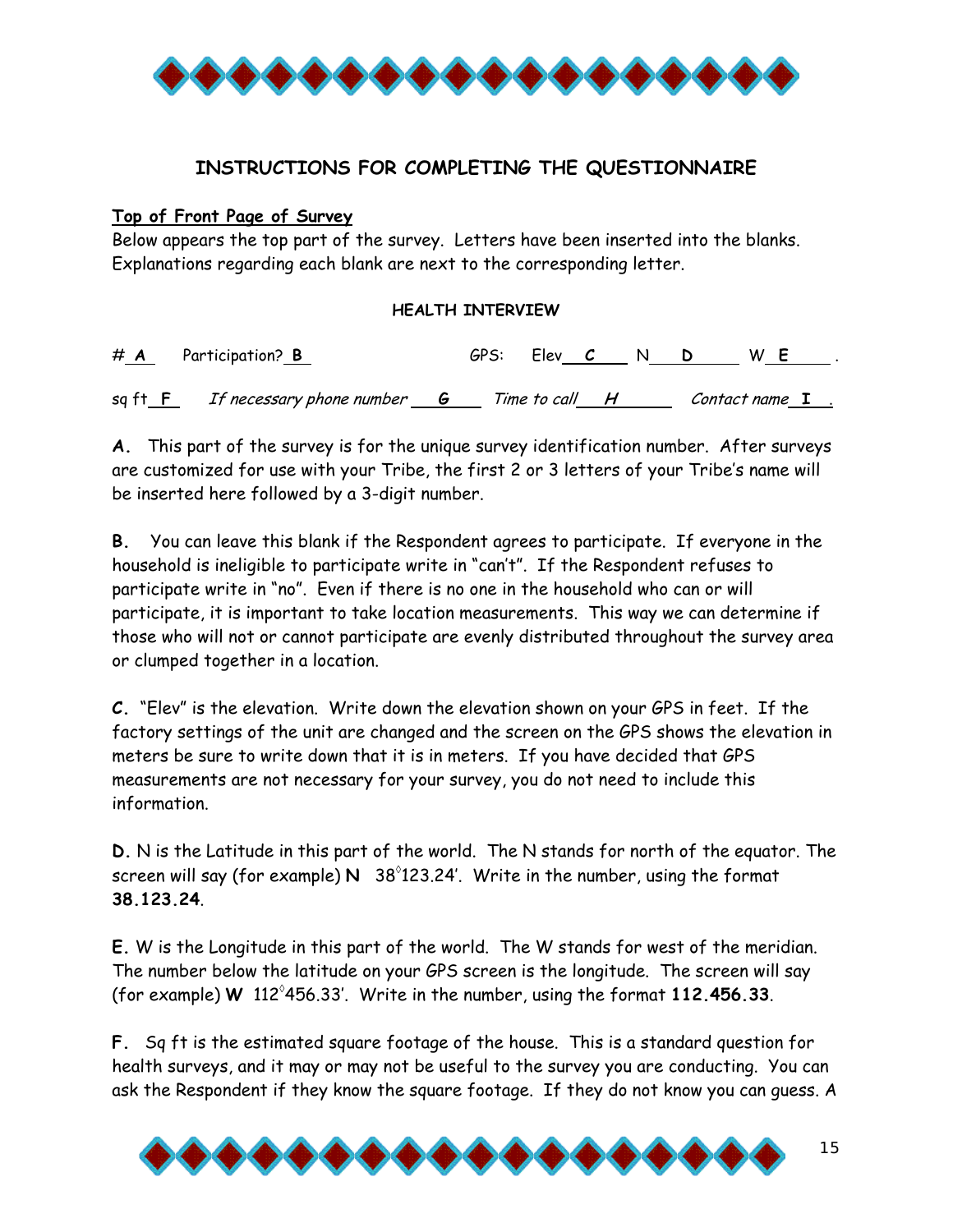## INSTRUCTIONS FOR COMPLETING THE QUESTIONNAIRE

**Top of Front Page of Survey**

Below appears the top part of the survey. Letters have been inserted into the blanks. Explanations regarding each blank are next to the corresponding letter.

**HEALTH INTERVIEW**

\# **A** Participation? **B** GPS: Elev **C** N **D** W **E** .

sq ft **F** *If necessary phone number* **G** *Time to call* **H** *Contact name* **I** .

**A.** This part of the survey is for the unique survey identification number. After surveys are customized for use with your Tribe, the first 2 or 3 letters of your Tribe's name will be inserted here followed by a 3-digit number.

**B.** You can leave this blank if the Respondent agrees to participate. If everyone in the household is ineligible to participate write in "can't". If the Respondent refuses to participate write in "no". Even if there is no one in the household who can or will participate, it is important to take location measurements. This way we can determine if those who will not or cannot participate are evenly distributed throughout the survey area or clumped together in a location.

**C.** "Elev" is the elevation. Write down the elevation shown on your GPS in feet. If the factory settings of the unit are changed and the screen on the GPS shows the elevation in meters be sure to write down that it is in meters. If you have decided that GPS measurements are not necessary for your survey, you do not need to include this information.

**D.** N is the Latitude in this part of the world. The N stands for north of the equator. The screen will say (for example) **N** 38°123.24'. Write in the number, using the format **38.123.24**.

**E.** W is the Longitude in this part of the world. The W stands for west of the meridian. The number below the latitude on your GPS screen is the longitude. The screen will say (for example) **W** 112°456.33'. Write in the number, using the format **112.456.33**.

**F.** Sq ft is the estimated square footage of the house. This is a standard question for health surveys, and it may or may not be useful to the survey you are conducting. You can ask the Respondent if they know the square footage. If they do not know you can guess. A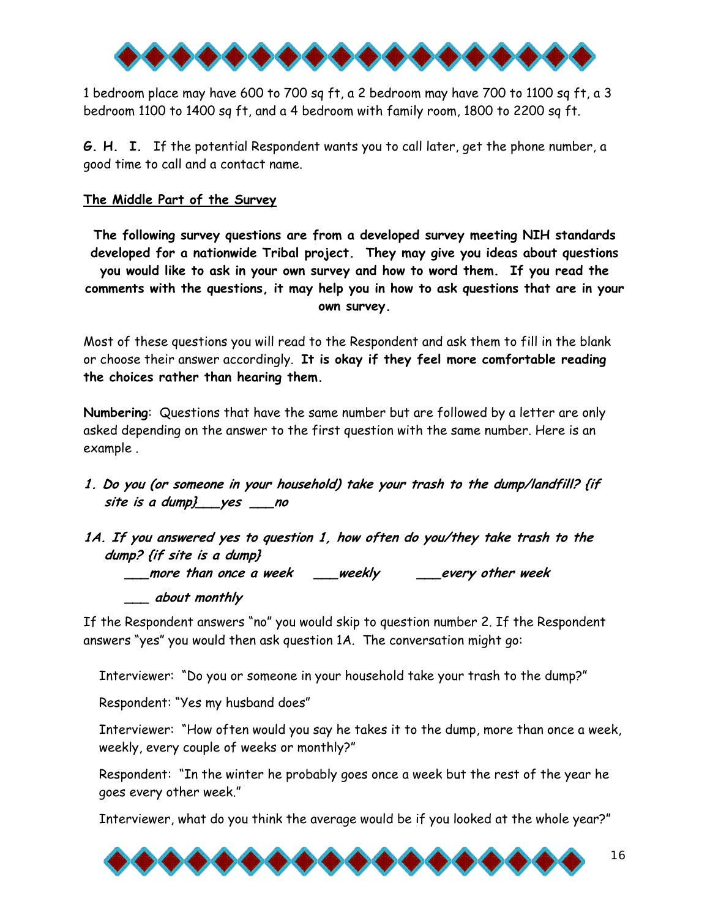1 bedroom place may have 600 to 700 sq ft, a 2 bedroom may have 700 to 1100 sq ft, a 3 bedroom 1100 to 1400 sq ft, and a 4 bedroom with family room, 1800 to 2200 sq ft.

**G. H. I.** If the potential Respondent wants you to call later, get the phone number, a good time to call and a contact name.

**<u>The Middle Part of the Survey</u>**

**The following survey questions are from a developed survey meeting NIH standards developed for a nationwide Tribal project. They may give you ideas about questions you would like to ask in your own survey and how to word them. If you read the comments with the questions, it may help you in how to ask questions that are in your own survey.**

Most of these questions you will read to the Respondent and ask them to fill in the blank or choose their answer accordingly. **It is okay if they feel more comfortable reading the choices rather than hearing them.**

**Numbering**: Questions that have the same number but are followed by a letter are only asked depending on the answer to the first question with the same number. Here is an example .

***1. Do you (or someone in your household) take your trash to the dump/landfill? {if site is a dump}___yes ___no***

***1A. If you answered yes to question 1, how often do you/they take trash to the dump? {if site is a dump}***

***___more than once a week ___weekly ___every other week***

***___ about monthly***

If the Respondent answers "no" you would skip to question number 2. If the Respondent answers "yes" you would then ask question 1A. The conversation might go:

Interviewer: "Do you or someone in your household take your trash to the dump?"

Respondent: "Yes my husband does"

Interviewer: "How often would you say he takes it to the dump, more than once a week, weekly, every couple of weeks or monthly?"

Respondent: "In the winter he probably goes once a week but the rest of the year he goes every other week."

Interviewer, what do you think the average would be if you looked at the whole year?"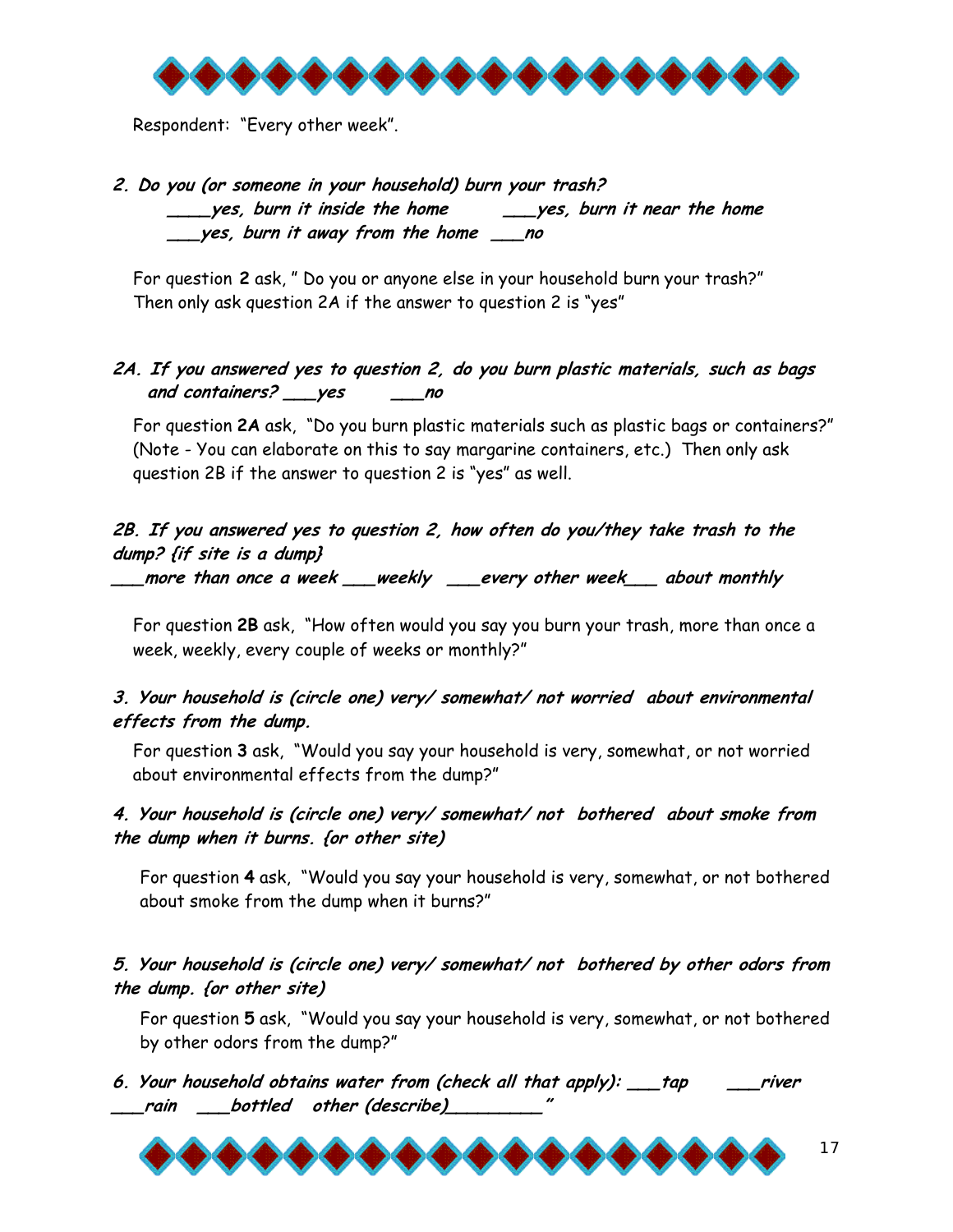Respondent: "Every other week".

***2. Do you (or someone in your household) burn your trash?***
***____yes, burn it inside the home ___yes, burn it near the home***
***___yes, burn it away from the home ___no***

For question **2** ask, " Do you or anyone else in your household burn your trash?" Then only ask question 2A if the answer to question 2 is "yes"

***2A. If you answered yes to question 2, do you burn plastic materials, such as bags and containers? ___yes ___no***

For question **2A** ask, "Do you burn plastic materials such as plastic bags or containers?" (Note - You can elaborate on this to say margarine containers, etc.) Then only ask question 2B if the answer to question 2 is "yes" as well.

***2B. If you answered yes to question 2, how often do you/they take trash to the dump? {if site is a dump}***
***___more than once a week ___weekly ___every other week___ about monthly***

For question **2B** ask, "How often would you say you burn your trash, more than once a week, weekly, every couple of weeks or monthly?"

***3. Your household is (circle one) very/ somewhat/ not worried about environmental effects from the dump.***

For question **3** ask, "Would you say your household is very, somewhat, or not worried about environmental effects from the dump?"

***4. Your household is (circle one) very/ somewhat/ not bothered about smoke from the dump when it burns. {or other site)***

For question **4** ask, "Would you say your household is very, somewhat, or not bothered about smoke from the dump when it burns?"

***5. Your household is (circle one) very/ somewhat/ not bothered by other odors from the dump. {or other site)***

For question **5** ask, "Would you say your household is very, somewhat, or not bothered by other odors from the dump?"

***6. Your household obtains water from (check all that apply): ___tap ___river ___rain ___bottled other (describe)_________"***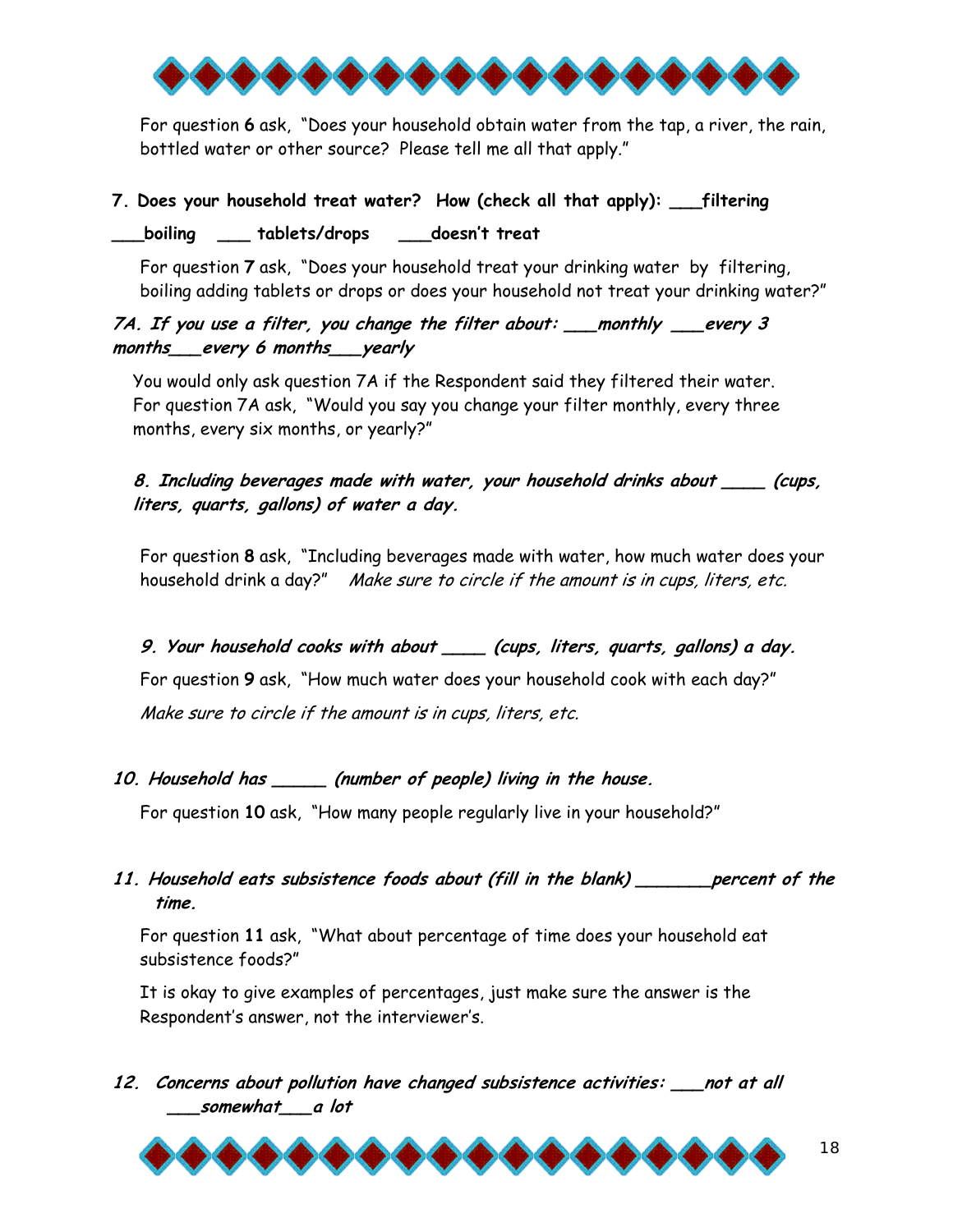For question **6** ask, "Does your household obtain water from the tap, a river, the rain, bottled water or other source? Please tell me all that apply."

**7. Does your household treat water? How (check all that apply): ___filtering ___boiling ___ tablets/drops ___doesn't treat**

For question **7** ask, "Does your household treat your drinking water by filtering, boiling adding tablets or drops or does your household not treat your drinking water?"

***7A. If you use a filter, you change the filter about: ___monthly ___every 3 months___every 6 months___yearly***

You would only ask question 7A if the Respondent said they filtered their water. For question 7A ask, "Would you say you change your filter monthly, every three months, every six months, or yearly?"

***8. Including beverages made with water, your household drinks about ____ (cups, liters, quarts, gallons) of water a day.***

For question **8** ask, "Including beverages made with water, how much water does your household drink a day?" *Make sure to circle if the amount is in cups, liters, etc.*

***9. Your household cooks with about ____ (cups, liters, quarts, gallons) a day.***

For question **9** ask, "How much water does your household cook with each day?"

*Make sure to circle if the amount is in cups, liters, etc.*

***10. Household has _____ (number of people) living in the house.***

For question **10** ask, "How many people regularly live in your household?"

***11. Household eats subsistence foods about (fill in the blank) _______percent of the time.***

For question **11** ask, "What about percentage of time does your household eat subsistence foods?"

It is okay to give examples of percentages, just make sure the answer is the Respondent's answer, not the interviewer's.

***12. Concerns about pollution have changed subsistence activities: ___not at all ___somewhat___a lot***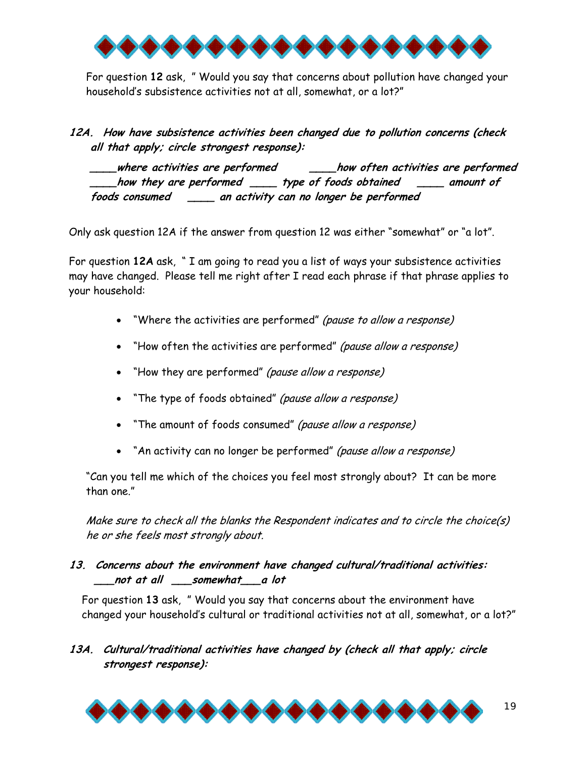For question **12** ask, " Would you say that concerns about pollution have changed your household's subsistence activities not at all, somewhat, or a lot?"

***12A. How have subsistence activities been changed due to pollution concerns (check all that apply; circle strongest response):***

***____where activities are performed ____how often activities are performed ____how they are performed ____ type of foods obtained ____ amount of foods consumed ____ an activity can no longer be performed***

Only ask question 12A if the answer from question 12 was either "somewhat" or "a lot".

For question **12A** ask, " I am going to read you a list of ways your subsistence activities may have changed. Please tell me right after I read each phrase if that phrase applies to your household:

- "Where the activities are performed" *(pause to allow a response)*
- "How often the activities are performed" *(pause allow a response)*
- "How they are performed" *(pause allow a response)*
- "The type of foods obtained" *(pause allow a response)*
- "The amount of foods consumed" *(pause allow a response)*
- "An activity can no longer be performed" *(pause allow a response)*

"Can you tell me which of the choices you feel most strongly about? It can be more than one."

*Make sure to check all the blanks the Respondent indicates and to circle the choice(s) he or she feels most strongly about.*

***13. Concerns about the environment have changed cultural/traditional activities: ___not at all ___somewhat___a lot***

For question **13** ask, " Would you say that concerns about the environment have changed your household's cultural or traditional activities not at all, somewhat, or a lot?"

***13A. Cultural/traditional activities have changed by (check all that apply; circle strongest response):***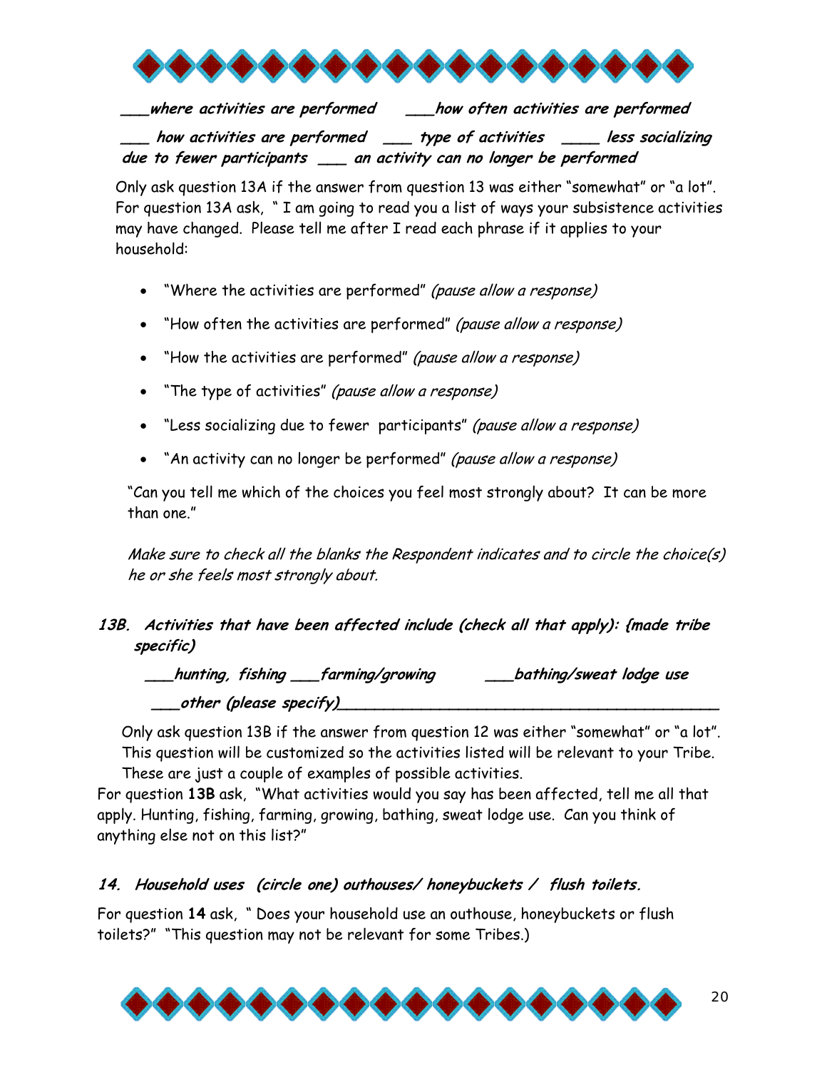***___where activities are performed   ___how often activities are performed***

***___ how activities are performed ___ type of activities ____ less socializing due to fewer participants ___ an activity can no longer be performed***

Only ask question 13A if the answer from question 13 was either "somewhat" or "a lot". For question 13A ask, " I am going to read you a list of ways your subsistence activities may have changed. Please tell me after I read each phrase if it applies to your household:

- "Where the activities are performed" *(pause allow a response)*
- "How often the activities are performed" *(pause allow a response)*
- "How the activities are performed" *(pause allow a response)*
- "The type of activities" *(pause allow a response)*
- "Less socializing due to fewer participants" *(pause allow a response)*
- "An activity can no longer be performed" *(pause allow a response)*

"Can you tell me which of the choices you feel most strongly about? It can be more than one."

*Make sure to check all the blanks the Respondent indicates and to circle the choice(s) he or she feels most strongly about.*

***13B. Activities that have been affected include (check all that apply): {made tribe specific)***

***___hunting, fishing ___farming/growing   ___bathing/sweat lodge use***

***___other (please specify)________________________________________***

Only ask question 13B if the answer from question 12 was either "somewhat" or "a lot". This question will be customized so the activities listed will be relevant to your Tribe. These are just a couple of examples of possible activities.

For question **13B** ask, "What activities would you say has been affected, tell me all that apply. Hunting, fishing, farming, growing, bathing, sweat lodge use. Can you think of anything else not on this list?"

***14. Household uses (circle one) outhouses/ honeybuckets / flush toilets.***

For question **14** ask, " Does your household use an outhouse, honeybuckets or flush toilets?" "This question may not be relevant for some Tribes.)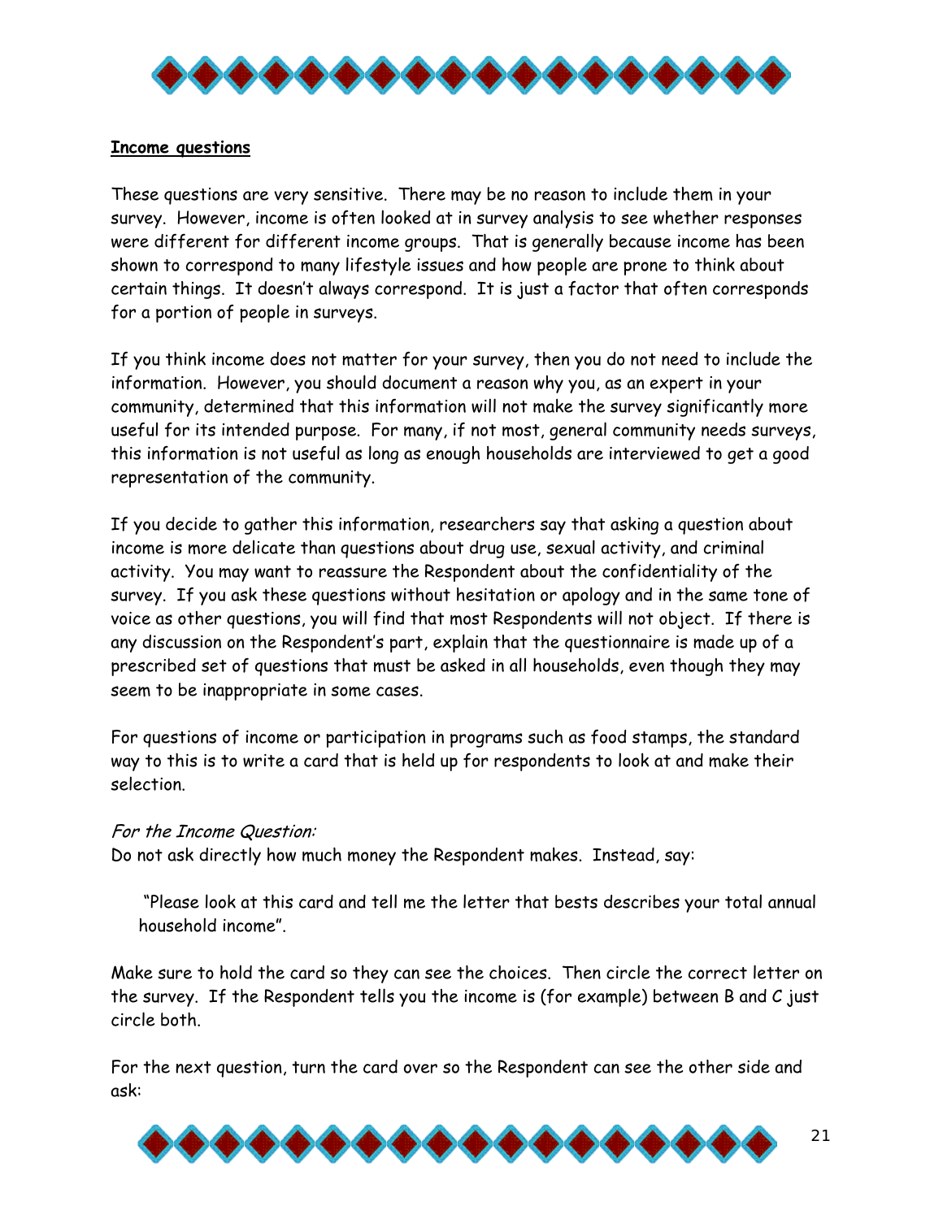**Income questions**

These questions are very sensitive. There may be no reason to include them in your survey. However, income is often looked at in survey analysis to see whether responses were different for different income groups. That is generally because income has been shown to correspond to many lifestyle issues and how people are prone to think about certain things. It doesn't always correspond. It is just a factor that often corresponds for a portion of people in surveys.

If you think income does not matter for your survey, then you do not need to include the information. However, you should document a reason why you, as an expert in your community, determined that this information will not make the survey significantly more useful for its intended purpose. For many, if not most, general community needs surveys, this information is not useful as long as enough households are interviewed to get a good representation of the community.

If you decide to gather this information, researchers say that asking a question about income is more delicate than questions about drug use, sexual activity, and criminal activity. You may want to reassure the Respondent about the confidentiality of the survey. If you ask these questions without hesitation or apology and in the same tone of voice as other questions, you will find that most Respondents will not object. If there is any discussion on the Respondent's part, explain that the questionnaire is made up of a prescribed set of questions that must be asked in all households, even though they may seem to be inappropriate in some cases.

For questions of income or participation in programs such as food stamps, the standard way to this is to write a card that is held up for respondents to look at and make their selection.

*For the Income Question:*
Do not ask directly how much money the Respondent makes. Instead, say:

> "Please look at this card and tell me the letter that bests describes your total annual household income".

Make sure to hold the card so they can see the choices. Then circle the correct letter on the survey. If the Respondent tells you the income is (for example) between B and C just circle both.

For the next question, turn the card over so the Respondent can see the other side and ask: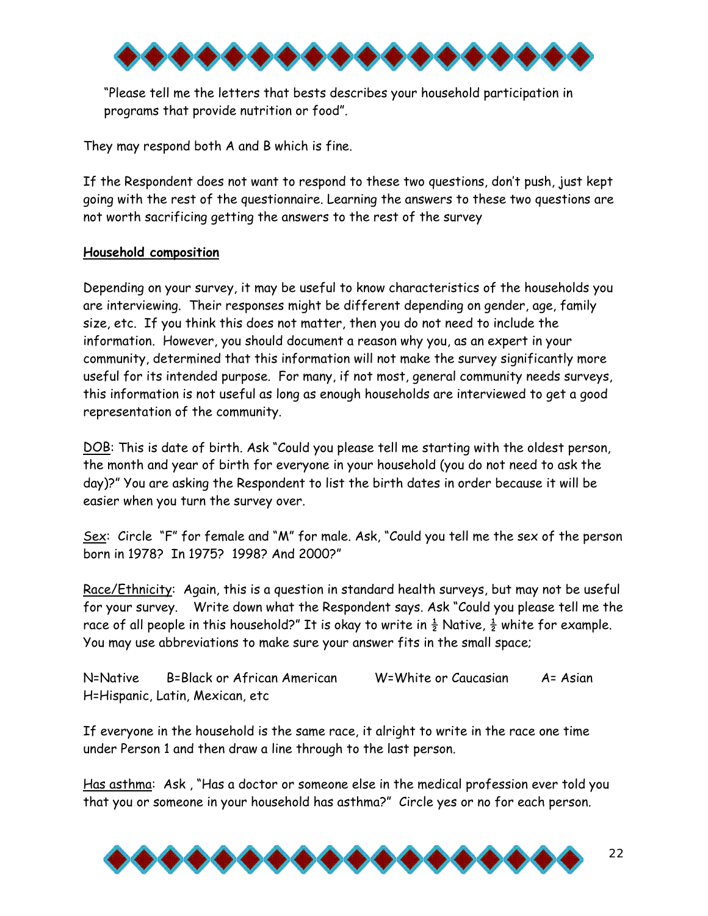"Please tell me the letters that bests describes your household participation in programs that provide nutrition or food".

They may respond both A and B which is fine.

If the Respondent does not want to respond to these two questions, don't push, just kept going with the rest of the questionnaire. Learning the answers to these two questions are not worth sacrificing getting the answers to the rest of the survey

**Household composition**

Depending on your survey, it may be useful to know characteristics of the households you are interviewing. Their responses might be different depending on gender, age, family size, etc. If you think this does not matter, then you do not need to include the information. However, you should document a reason why you, as an expert in your community, determined that this information will not make the survey significantly more useful for its intended purpose. For many, if not most, general community needs surveys, this information is not useful as long as enough households are interviewed to get a good representation of the community.

DOB: This is date of birth. Ask "Could you please tell me starting with the oldest person, the month and year of birth for everyone in your household (you do not need to ask the day)?" You are asking the Respondent to list the birth dates in order because it will be easier when you turn the survey over.

Sex: Circle "F" for female and "M" for male. Ask, "Could you tell me the sex of the person born in 1978? In 1975? 1998? And 2000?"

Race/Ethnicity: Again, this is a question in standard health surveys, but may not be useful for your survey. Write down what the Respondent says. Ask "Could you please tell me the race of all people in this household?" It is okay to write in ½ Native, ½ white for example. You may use abbreviations to make sure your answer fits in the small space;

N=Native B=Black or African American W=White or Caucasian A= Asian H=Hispanic, Latin, Mexican, etc

If everyone in the household is the same race, it alright to write in the race one time under Person 1 and then draw a line through to the last person.

Has asthma: Ask , "Has a doctor or someone else in the medical profession ever told you that you or someone in your household has asthma?" Circle yes or no for each person.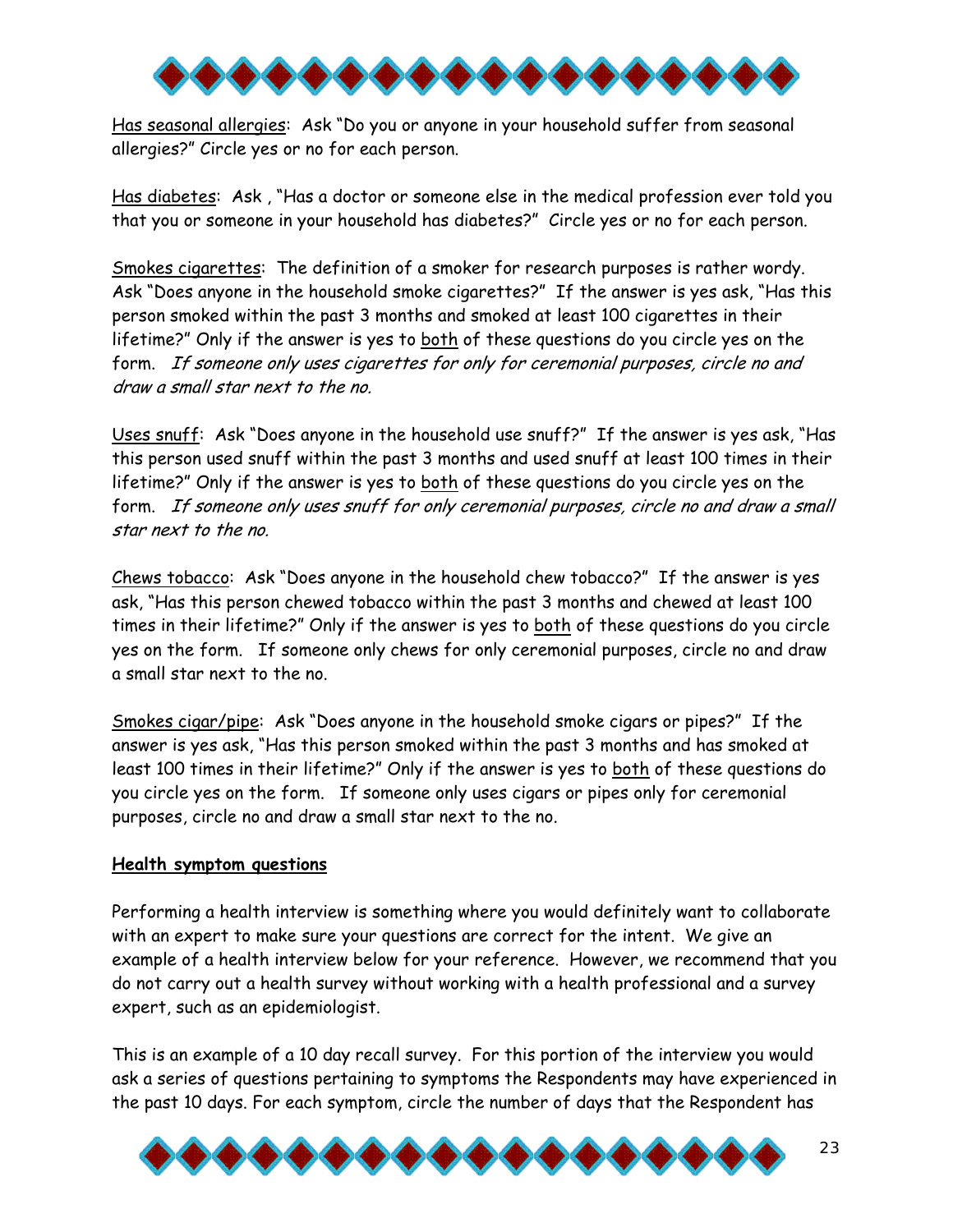<u>Has seasonal allergies</u>: Ask "Do you or anyone in your household suffer from seasonal allergies?" Circle yes or no for each person.

<u>Has diabetes</u>: Ask , "Has a doctor or someone else in the medical profession ever told you that you or someone in your household has diabetes?" Circle yes or no for each person.

<u>Smokes cigarettes</u>: The definition of a smoker for research purposes is rather wordy. Ask "Does anyone in the household smoke cigarettes?" If the answer is yes ask, "Has this person smoked within the past 3 months and smoked at least 100 cigarettes in their lifetime?" Only if the answer is yes to <u>both</u> of these questions do you circle yes on the form. *If someone only uses cigarettes for only for ceremonial purposes, circle no and draw a small star next to the no.*

<u>Uses snuff</u>: Ask "Does anyone in the household use snuff?" If the answer is yes ask, "Has this person used snuff within the past 3 months and used snuff at least 100 times in their lifetime?" Only if the answer is yes to <u>both</u> of these questions do you circle yes on the form. *If someone only uses snuff for only ceremonial purposes, circle no and draw a small star next to the no.*

<u>Chews tobacco</u>: Ask "Does anyone in the household chew tobacco?" If the answer is yes ask, "Has this person chewed tobacco within the past 3 months and chewed at least 100 times in their lifetime?" Only if the answer is yes to <u>both</u> of these questions do you circle yes on the form. If someone only chews for only ceremonial purposes, circle no and draw a small star next to the no.

<u>Smokes cigar/pipe</u>: Ask "Does anyone in the household smoke cigars or pipes?" If the answer is yes ask, "Has this person smoked within the past 3 months and has smoked at least 100 times in their lifetime?" Only if the answer is yes to <u>both</u> of these questions do you circle yes on the form. If someone only uses cigars or pipes only for ceremonial purposes, circle no and draw a small star next to the no.

### <u>**Health symptom questions**</u>

Performing a health interview is something where you would definitely want to collaborate with an expert to make sure your questions are correct for the intent. We give an example of a health interview below for your reference. However, we recommend that you do not carry out a health survey without working with a health professional and a survey expert, such as an epidemiologist.

This is an example of a 10 day recall survey. For this portion of the interview you would ask a series of questions pertaining to symptoms the Respondents may have experienced in the past 10 days. For each symptom, circle the number of days that the Respondent has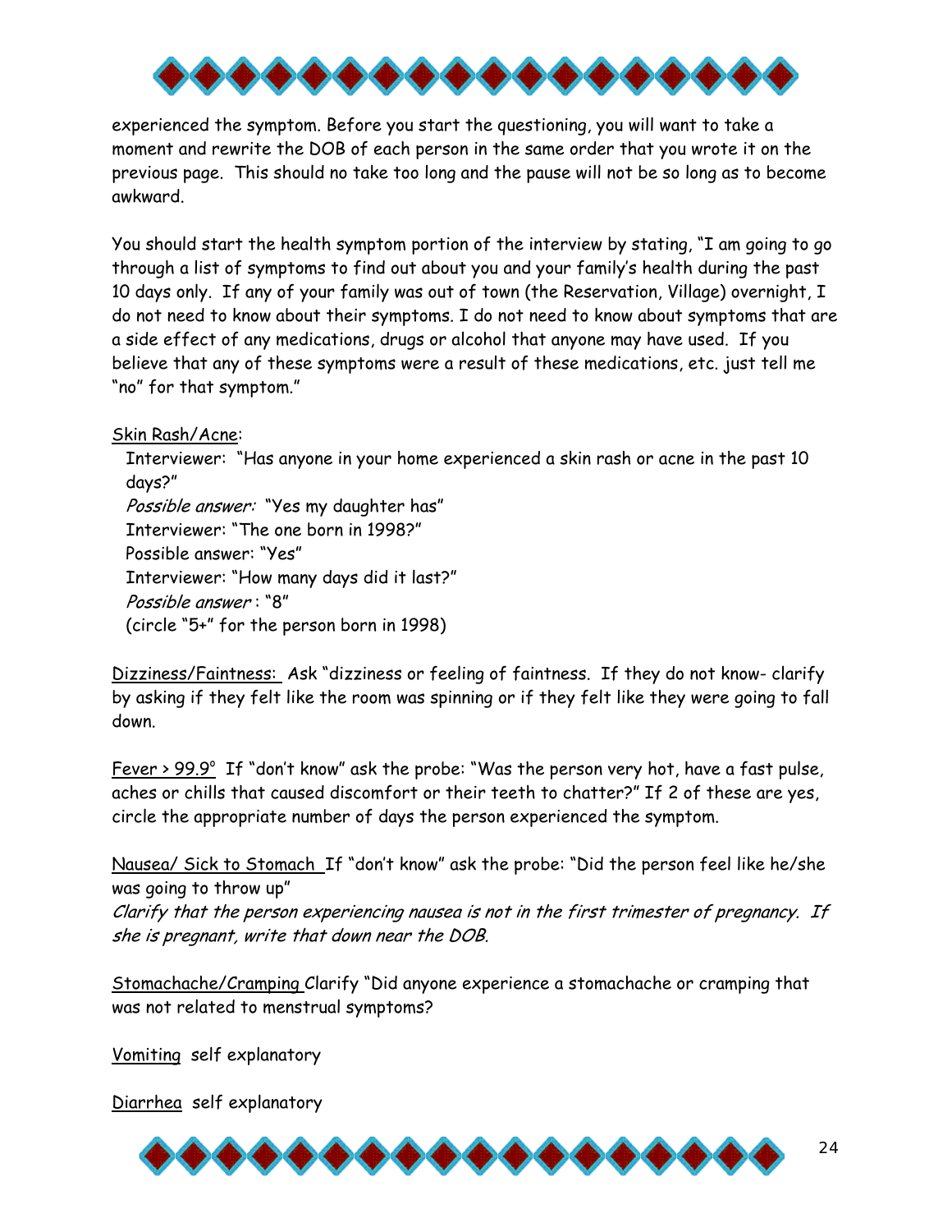experienced the symptom. Before you start the questioning, you will want to take a moment and rewrite the DOB of each person in the same order that you wrote it on the previous page. This should no take too long and the pause will not be so long as to become awkward.

You should start the health symptom portion of the interview by stating, "I am going to go through a list of symptoms to find out about you and your family's health during the past 10 days only. If any of your family was out of town (the Reservation, Village) overnight, I do not need to know about their symptoms. I do not need to know about symptoms that are a side effect of any medications, drugs or alcohol that anyone may have used. If you believe that any of these symptoms were a result of these medications, etc. just tell me "no" for that symptom."

<u>Skin Rash/Acne</u>:

Interviewer: "Has anyone in your home experienced a skin rash or acne in the past 10 days?"
*Possible answer:* "Yes my daughter has"
Interviewer: "The one born in 1998?"
Possible answer: "Yes"
Interviewer: "How many days did it last?"
*Possible answer* : "8"
(circle "5+" for the person born in 1998)

<u>Dizziness/Faintness:</u> Ask "dizziness or feeling of faintness. If they do not know- clarify by asking if they felt like the room was spinning or if they felt like they were going to fall down.

<u>Fever > 99.9°</u> If "don't know" ask the probe: "Was the person very hot, have a fast pulse, aches or chills that caused discomfort or their teeth to chatter?" If 2 of these are yes, circle the appropriate number of days the person experienced the symptom.

<u>Nausea/ Sick to Stomach</u> If "don't know" ask the probe: "Did the person feel like he/she was going to throw up"
*Clarify that the person experiencing nausea is not in the first trimester of pregnancy. If she is pregnant, write that down near the DOB.*

<u>Stomachache/Cramping</u> Clarify "Did anyone experience a stomachache or cramping that was not related to menstrual symptoms?

<u>Vomiting</u> self explanatory

<u>Diarrhea</u> self explanatory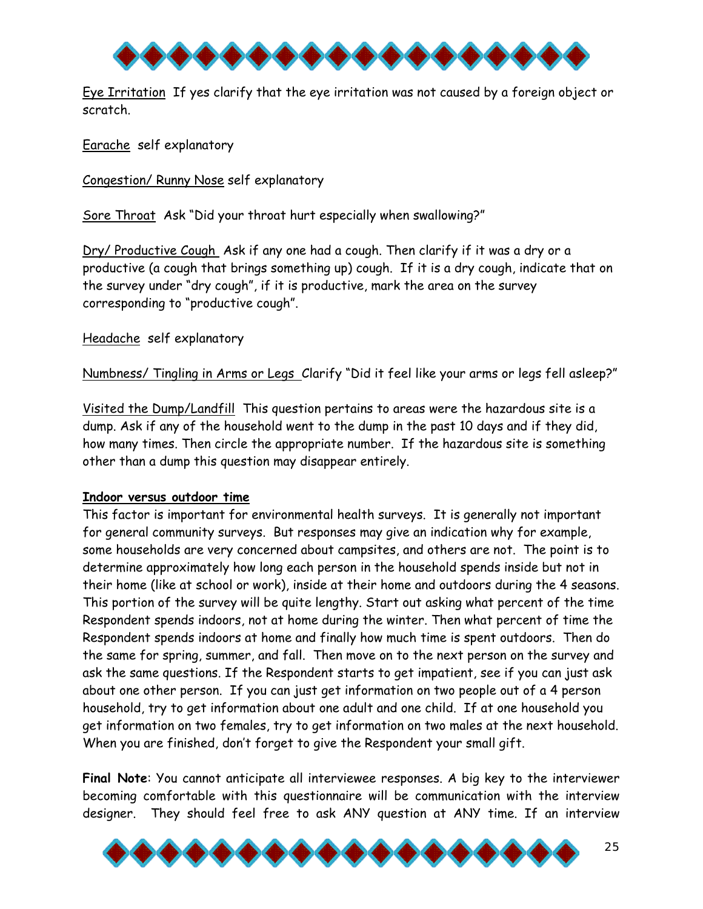Eye Irritation  If yes clarify that the eye irritation was not caused by a foreign object or scratch.

Earache  self explanatory

Congestion/ Runny Nose self explanatory

Sore Throat  Ask "Did your throat hurt especially when swallowing?"

Dry/ Productive Cough  Ask if any one had a cough. Then clarify if it was a dry or a productive (a cough that brings something up) cough.  If it is a dry cough, indicate that on the survey under "dry cough", if it is productive, mark the area on the survey corresponding to "productive cough".

Headache  self explanatory

Numbness/ Tingling in Arms or Legs  Clarify "Did it feel like your arms or legs fell asleep?"

Visited the Dump/Landfill  This question pertains to areas were the hazardous site is a dump. Ask if any of the household went to the dump in the past 10 days and if they did, how many times. Then circle the appropriate number.  If the hazardous site is something other than a dump this question may disappear entirely.

**Indoor versus outdoor time**

This factor is important for environmental health surveys.  It is generally not important for general community surveys.  But responses may give an indication why for example, some households are very concerned about campsites, and others are not.  The point is to determine approximately how long each person in the household spends inside but not in their home (like at school or work), inside at their home and outdoors during the 4 seasons. This portion of the survey will be quite lengthy. Start out asking what percent of the time Respondent spends indoors, not at home during the winter. Then what percent of time the Respondent spends indoors at home and finally how much time is spent outdoors.  Then do the same for spring, summer, and fall.  Then move on to the next person on the survey and ask the same questions. If the Respondent starts to get impatient, see if you can just ask about one other person.  If you can just get information on two people out of a 4 person household, try to get information about one adult and one child.  If at one household you get information on two females, try to get information on two males at the next household. When you are finished, don't forget to give the Respondent your small gift.

**Final Note**: You cannot anticipate all interviewee responses. A big key to the interviewer becoming comfortable with this questionnaire will be communication with the interview designer.  They should feel free to ask ANY question at ANY time. If an interview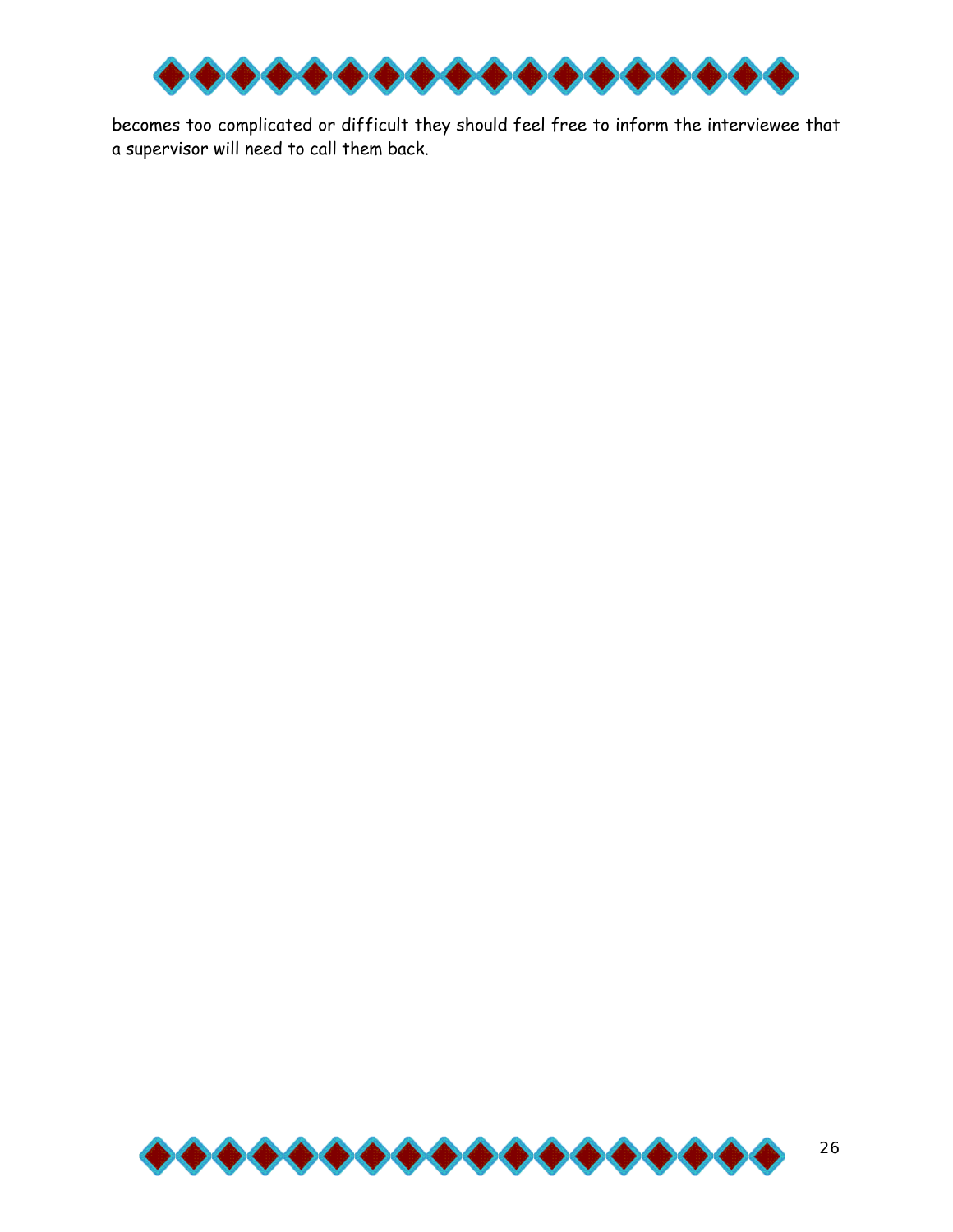becomes too complicated or difficult they should feel free to inform the interviewee that a supervisor will need to call them back.